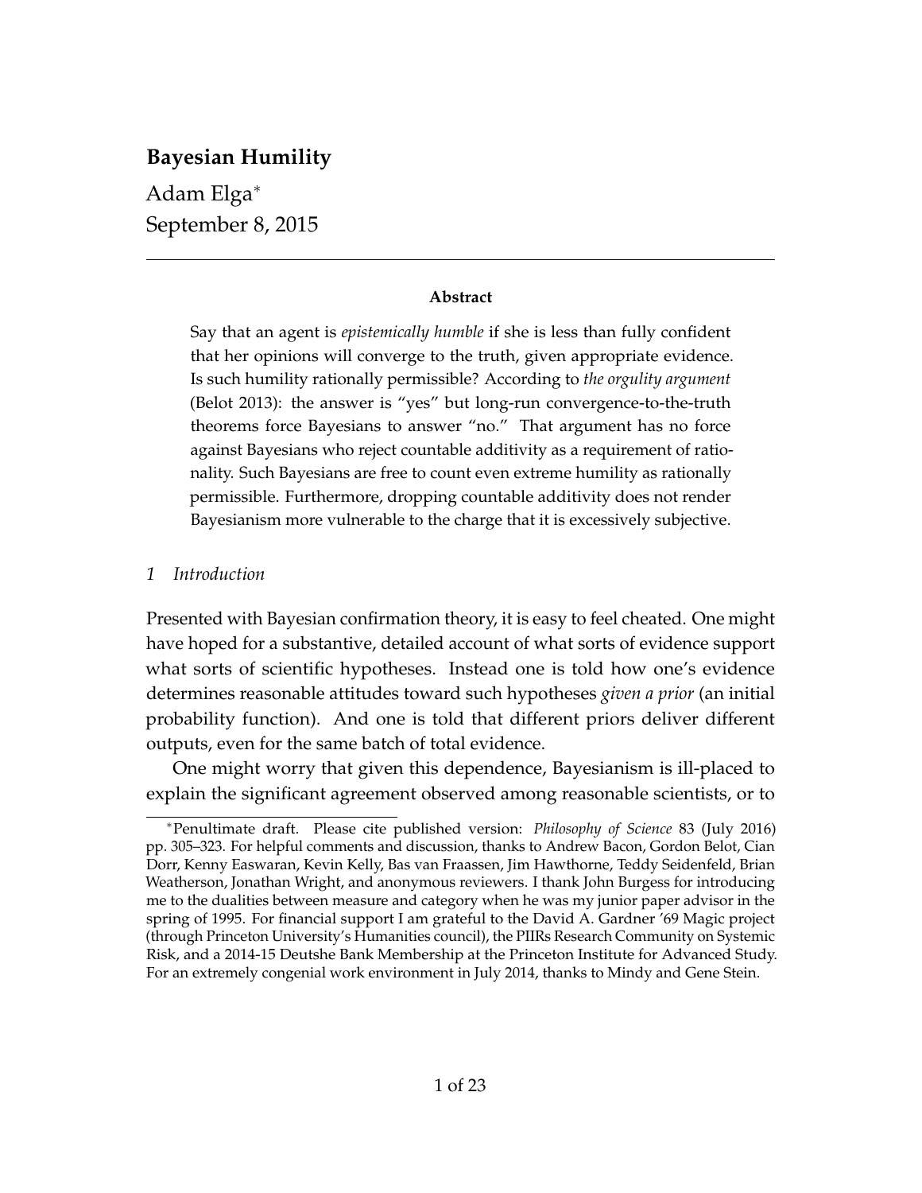# Bayesian Humility

Adam Elga*

September 8, 2015

---

**Abstract**

Say that an agent is *epistemically humble* if she is less than fully confident that her opinions will converge to the truth, given appropriate evidence. Is such humility rationally permissible? According to *the orgulity argument* (Belot 2013): the answer is "yes" but long-run convergence-to-the-truth theorems force Bayesians to answer "no." That argument has no force against Bayesians who reject countable additivity as a requirement of rationality. Such Bayesians are free to count even extreme humility as rationally permissible. Furthermore, dropping countable additivity does not render Bayesianism more vulnerable to the charge that it is excessively subjective.

## 1 *Introduction*

Presented with Bayesian confirmation theory, it is easy to feel cheated. One might have hoped for a substantive, detailed account of what sorts of evidence support what sorts of scientific hypotheses. Instead one is told how one's evidence determines reasonable attitudes toward such hypotheses *given a prior* (an initial probability function). And one is told that different priors deliver different outputs, even for the same batch of total evidence.

One might worry that given this dependence, Bayesianism is ill-placed to explain the significant agreement observed among reasonable scientists, or to

---

*Penultimate draft. Please cite published version: *Philosophy of Science* 83 (July 2016) pp. 305–323. For helpful comments and discussion, thanks to Andrew Bacon, Gordon Belot, Cian Dorr, Kenny Easwaran, Kevin Kelly, Bas van Fraassen, Jim Hawthorne, Teddy Seidenfeld, Brian Weatherson, Jonathan Wright, and anonymous reviewers. I thank John Burgess for introducing me to the dualities between measure and category when he was my junior paper advisor in the spring of 1995. For financial support I am grateful to the David A. Gardner '69 Magic project (through Princeton University's Humanities council), the PIIRs Research Community on Systemic Risk, and a 2014-15 Deutshe Bank Membership at the Princeton Institute for Advanced Study. For an extremely congenial work environment in July 2014, thanks to Mindy and Gene Stein.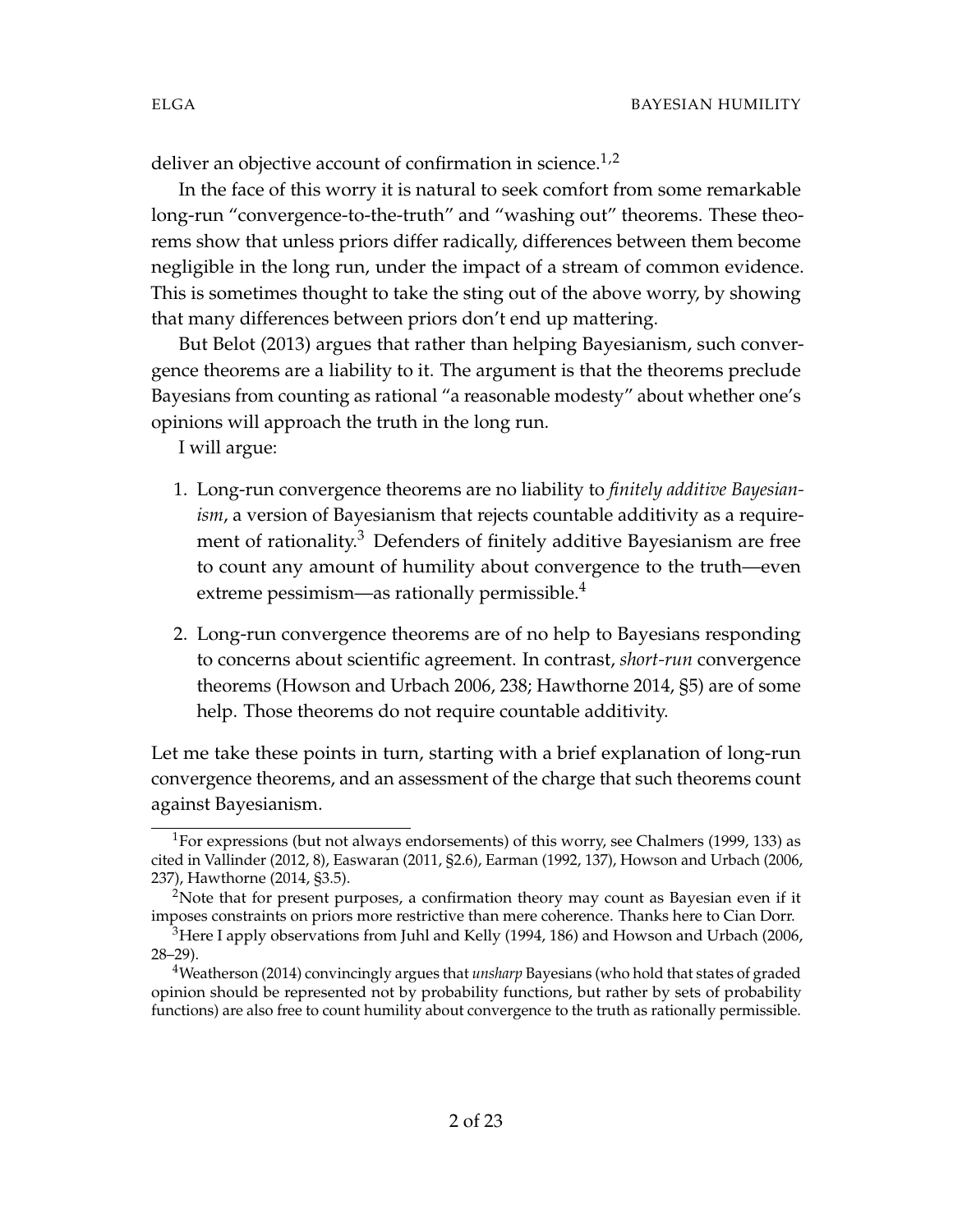deliver an objective account of confirmation in science.[1,2]

In the face of this worry it is natural to seek comfort from some remarkable long-run "convergence-to-the-truth" and "washing out" theorems. These theorems show that unless priors differ radically, differences between them become negligible in the long run, under the impact of a stream of common evidence. This is sometimes thought to take the sting out of the above worry, by showing that many differences between priors don't end up mattering.

But Belot (2013) argues that rather than helping Bayesianism, such convergence theorems are a liability to it. The argument is that the theorems preclude Bayesians from counting as rational "a reasonable modesty" about whether one's opinions will approach the truth in the long run.

I will argue:

1. Long-run convergence theorems are no liability to *finitely additive Bayesianism*, a version of Bayesianism that rejects countable additivity as a requirement of rationality.[3] Defenders of finitely additive Bayesianism are free to count any amount of humility about convergence to the truth—even extreme pessimism—as rationally permissible.[4]

2. Long-run convergence theorems are of no help to Bayesians responding to concerns about scientific agreement. In contrast, *short-run* convergence theorems (Howson and Urbach 2006, 238; Hawthorne 2014, §5) are of some help. Those theorems do not require countable additivity.

Let me take these points in turn, starting with a brief explanation of long-run convergence theorems, and an assessment of the charge that such theorems count against Bayesianism.

---

[1] For expressions (but not always endorsements) of this worry, see Chalmers (1999, 133) as cited in Vallinder (2012, 8), Easwaran (2011, §2.6), Earman (1992, 137), Howson and Urbach (2006, 237), Hawthorne (2014, §3.5).

[2] Note that for present purposes, a confirmation theory may count as Bayesian even if it imposes constraints on priors more restrictive than mere coherence. Thanks here to Cian Dorr.

[3] Here I apply observations from Juhl and Kelly (1994, 186) and Howson and Urbach (2006, 28–29).

[4] Weatherson (2014) convincingly argues that *unsharp* Bayesians (who hold that states of graded opinion should be represented not by probability functions, but rather by sets of probability functions) are also free to count humility about convergence to the truth as rationally permissible.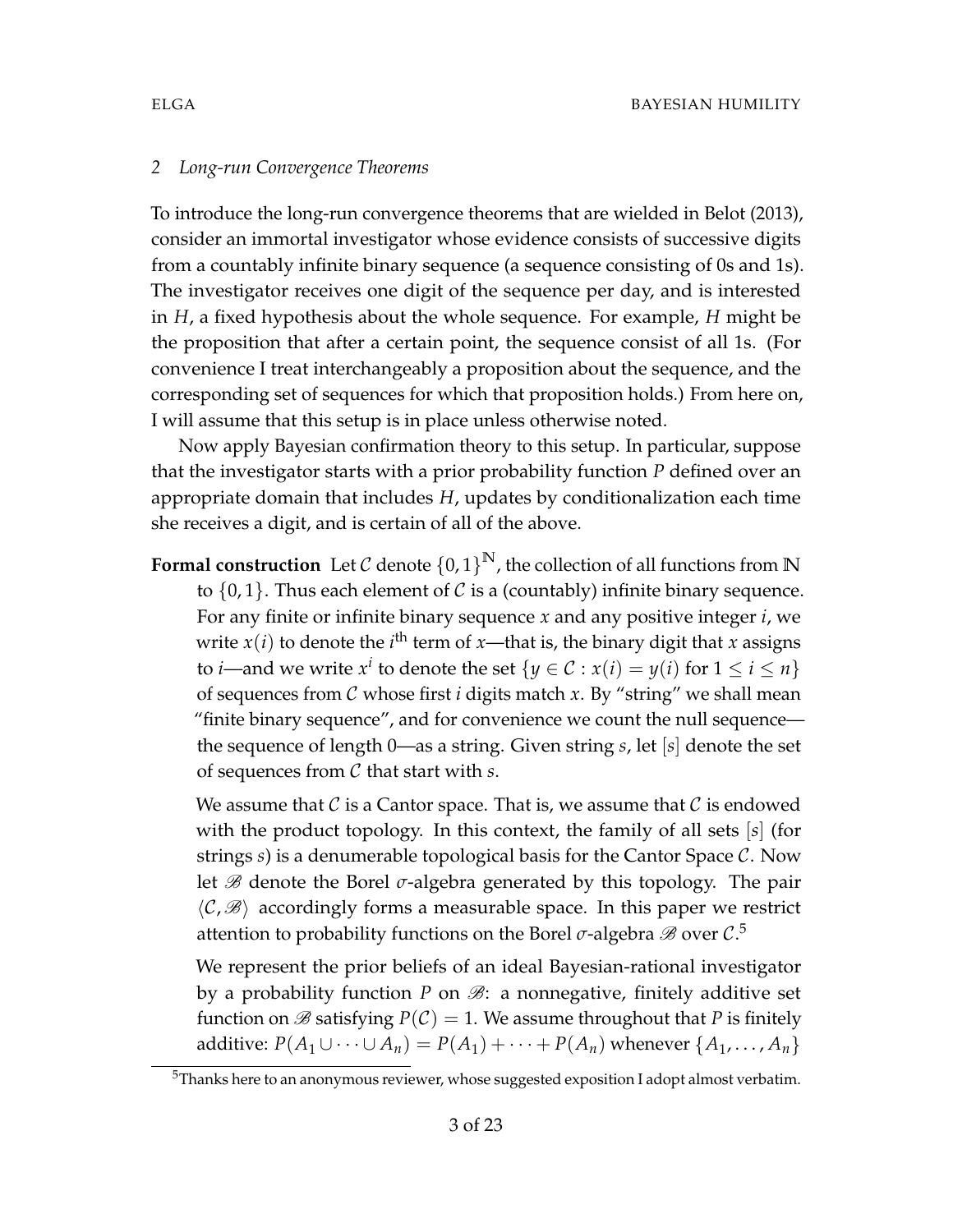## 2 Long-run Convergence Theorems

To introduce the long-run convergence theorems that are wielded in Belot (2013), consider an immortal investigator whose evidence consists of successive digits from a countably infinite binary sequence (a sequence consisting of 0s and 1s). The investigator receives one digit of the sequence per day, and is interested in $H$, a fixed hypothesis about the whole sequence. For example, $H$ might be the proposition that after a certain point, the sequence consist of all 1s. (For convenience I treat interchangeably a proposition about the sequence, and the corresponding set of sequences for which that proposition holds.) From here on, I will assume that this setup is in place unless otherwise noted.

Now apply Bayesian confirmation theory to this setup. In particular, suppose that the investigator starts with a prior probability function $P$ defined over an appropriate domain that includes $H$, updates by conditionalization each time she receives a digit, and is certain of all of the above.

**Formal construction** Let $\mathcal{C}$ denote $\{0,1\}^{\mathbb{N}}$, the collection of all functions from $\mathbb{N}$ to $\{0,1\}$. Thus each element of $\mathcal{C}$ is a (countably) infinite binary sequence. For any finite or infinite binary sequence $x$ and any positive integer $i$, we write $x(i)$ to denote the $i^{\text{th}}$ term of $x$—that is, the binary digit that $x$ assigns to $i$—and we write $x^i$ to denote the set $\{y \in \mathcal{C} : x(i) = y(i) \text{ for } 1 \leq i \leq n\}$ of sequences from $\mathcal{C}$ whose first $i$ digits match $x$. By "string" we shall mean "finite binary sequence", and for convenience we count the null sequence—the sequence of length 0—as a string. Given string $s$, let $[s]$ denote the set of sequences from $\mathcal{C}$ that start with $s$.

We assume that $\mathcal{C}$ is a Cantor space. That is, we assume that $\mathcal{C}$ is endowed with the product topology. In this context, the family of all sets $[s]$ (for strings $s$) is a denumerable topological basis for the Cantor Space $\mathcal{C}$. Now let $\mathscr{B}$ denote the Borel $\sigma$-algebra generated by this topology. The pair $\langle \mathcal{C}, \mathscr{B} \rangle$ accordingly forms a measurable space. In this paper we restrict attention to probability functions on the Borel $\sigma$-algebra $\mathscr{B}$ over $\mathcal{C}$.[5]

We represent the prior beliefs of an ideal Bayesian-rational investigator by a probability function $P$ on $\mathscr{B}$: a nonnegative, finitely additive set function on $\mathscr{B}$ satisfying $P(\mathcal{C}) = 1$. We assume throughout that $P$ is finitely additive: $P(A_1 \cup \cdots \cup A_n) = P(A_1) + \cdots + P(A_n)$ whenever $\{A_1, \ldots, A_n\}$

[5] Thanks here to an anonymous reviewer, whose suggested exposition I adopt almost verbatim.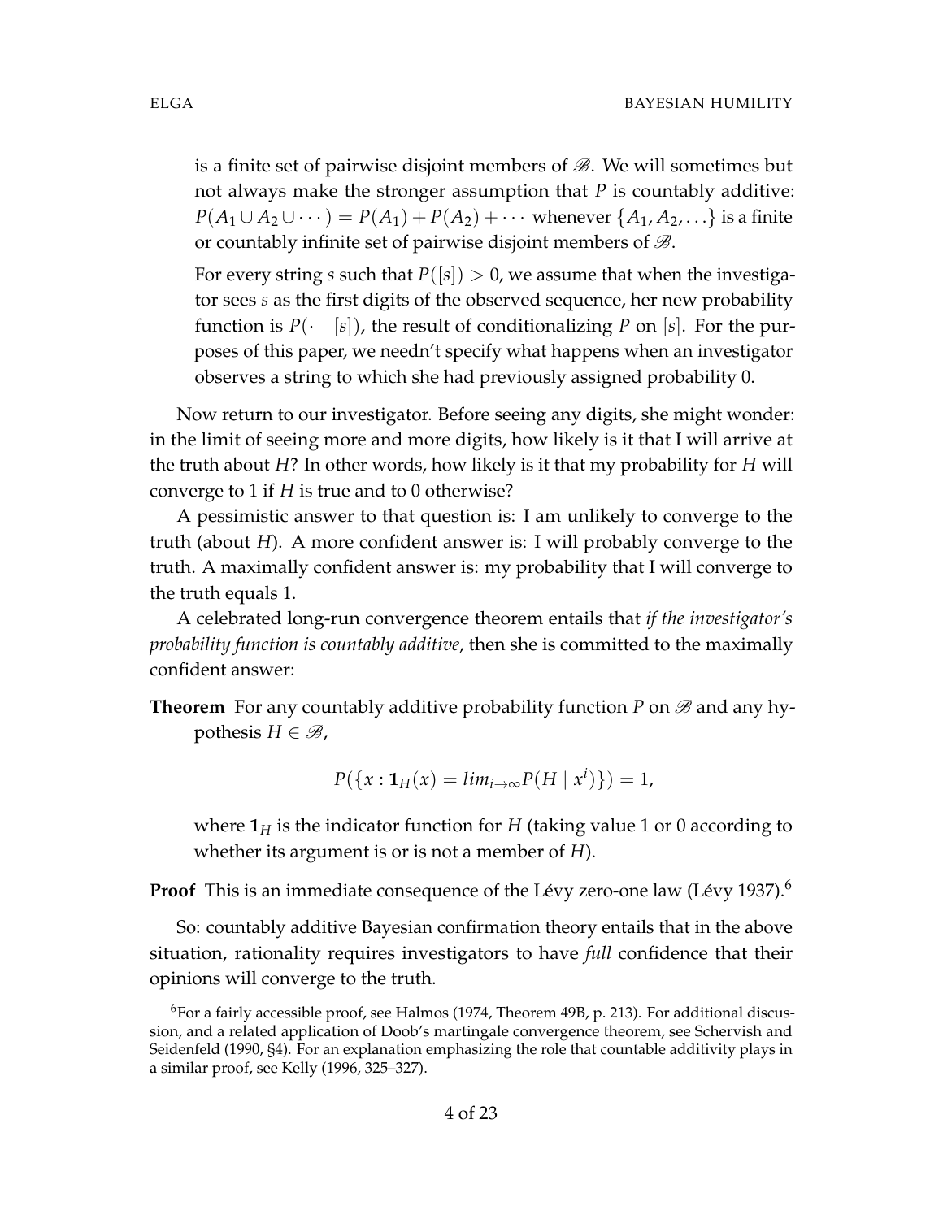is a finite set of pairwise disjoint members of $\mathscr{B}$. We will sometimes but not always make the stronger assumption that $P$ is countably additive: $P(A_1 \cup A_2 \cup \cdots) = P(A_1) + P(A_2) + \cdots$ whenever $\{A_1, A_2, \ldots\}$ is a finite or countably infinite set of pairwise disjoint members of $\mathscr{B}$.

For every string $s$ such that $P([s]) > 0$, we assume that when the investigator sees $s$ as the first digits of the observed sequence, her new probability function is $P(\cdot \mid [s])$, the result of conditionalizing $P$ on $[s]$. For the purposes of this paper, we needn't specify what happens when an investigator observes a string to which she had previously assigned probability 0.

Now return to our investigator. Before seeing any digits, she might wonder: in the limit of seeing more and more digits, how likely is it that I will arrive at the truth about $H$? In other words, how likely is it that my probability for $H$ will converge to 1 if $H$ is true and to 0 otherwise?

A pessimistic answer to that question is: I am unlikely to converge to the truth (about $H$). A more confident answer is: I will probably converge to the truth. A maximally confident answer is: my probability that I will converge to the truth equals 1.

A celebrated long-run convergence theorem entails that *if the investigator's probability function is countably additive*, then she is committed to the maximally confident answer:

**Theorem** For any countably additive probability function $P$ on $\mathscr{B}$ and any hypothesis $H \in \mathscr{B}$,

$$P(\{x : \mathbf{1}_H(x) = lim_{i \to \infty} P(H \mid x^i)\}) = 1,$$

where $\mathbf{1}_H$ is the indicator function for $H$ (taking value 1 or 0 according to whether its argument is or is not a member of $H$).

**Proof** This is an immediate consequence of the Lévy zero-one law (Lévy 1937).[6]

So: countably additive Bayesian confirmation theory entails that in the above situation, rationality requires investigators to have *full* confidence that their opinions will converge to the truth.

[6] For a fairly accessible proof, see Halmos (1974, Theorem 49B, p. 213). For additional discussion, and a related application of Doob's martingale convergence theorem, see Schervish and Seidenfeld (1990, §4). For an explanation emphasizing the role that countable additivity plays in a similar proof, see Kelly (1996, 325–327).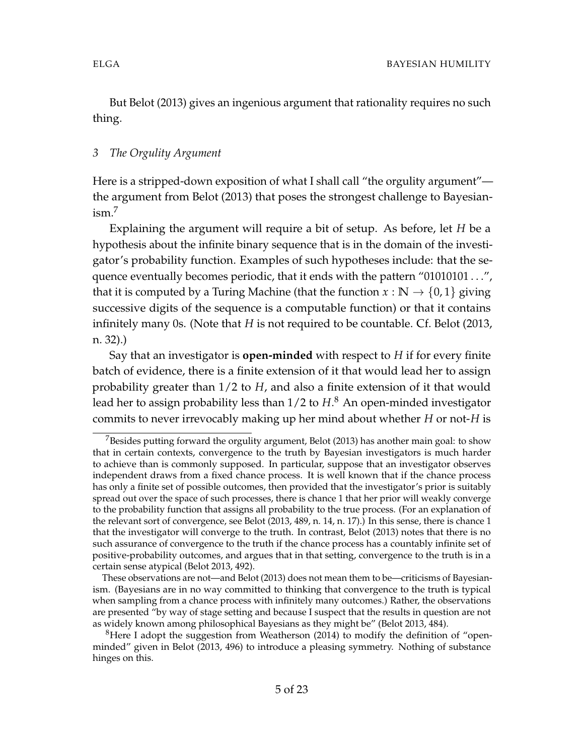But Belot (2013) gives an ingenious argument that rationality requires no such thing.

### *3 The Orgulity Argument*

Here is a stripped-down exposition of what I shall call "the orgulity argument"—the argument from Belot (2013) that poses the strongest challenge to Bayesianism.[7]

Explaining the argument will require a bit of setup. As before, let $H$ be a hypothesis about the infinite binary sequence that is in the domain of the investigator's probability function. Examples of such hypotheses include: that the sequence eventually becomes periodic, that it ends with the pattern "01010101 . . .", that it is computed by a Turing Machine (that the function $x : \mathbb{N} \to \{0, 1\}$ giving successive digits of the sequence is a computable function) or that it contains infinitely many 0s. (Note that $H$ is not required to be countable. Cf. Belot (2013, n. 32).)

Say that an investigator is **open-minded** with respect to $H$ if for every finite batch of evidence, there is a finite extension of it that would lead her to assign probability greater than $1/2$ to $H$, and also a finite extension of it that would lead her to assign probability less than $1/2$ to $H$.[8] An open-minded investigator commits to never irrevocably making up her mind about whether $H$ or not-$H$ is

---

[7] Besides putting forward the orgulity argument, Belot (2013) has another main goal: to show that in certain contexts, convergence to the truth by Bayesian investigators is much harder to achieve than is commonly supposed. In particular, suppose that an investigator observes independent draws from a fixed chance process. It is well known that if the chance process has only a finite set of possible outcomes, then provided that the investigator's prior is suitably spread out over the space of such processes, there is chance 1 that her prior will weakly converge to the probability function that assigns all probability to the true process. (For an explanation of the relevant sort of convergence, see Belot (2013, 489, n. 14, n. 17).) In this sense, there is chance 1 that the investigator will converge to the truth. In contrast, Belot (2013) notes that there is no such assurance of convergence to the truth if the chance process has a countably infinite set of positive-probability outcomes, and argues that in that setting, convergence to the truth is in a certain sense atypical (Belot 2013, 492).

These observations are not—and Belot (2013) does not mean them to be—criticisms of Bayesianism. (Bayesians are in no way committed to thinking that convergence to the truth is typical when sampling from a chance process with infinitely many outcomes.) Rather, the observations are presented "by way of stage setting and because I suspect that the results in question are not as widely known among philosophical Bayesians as they might be" (Belot 2013, 484).

[8] Here I adopt the suggestion from Weatherson (2014) to modify the definition of "open-minded" given in Belot (2013, 496) to introduce a pleasing symmetry. Nothing of substance hinges on this.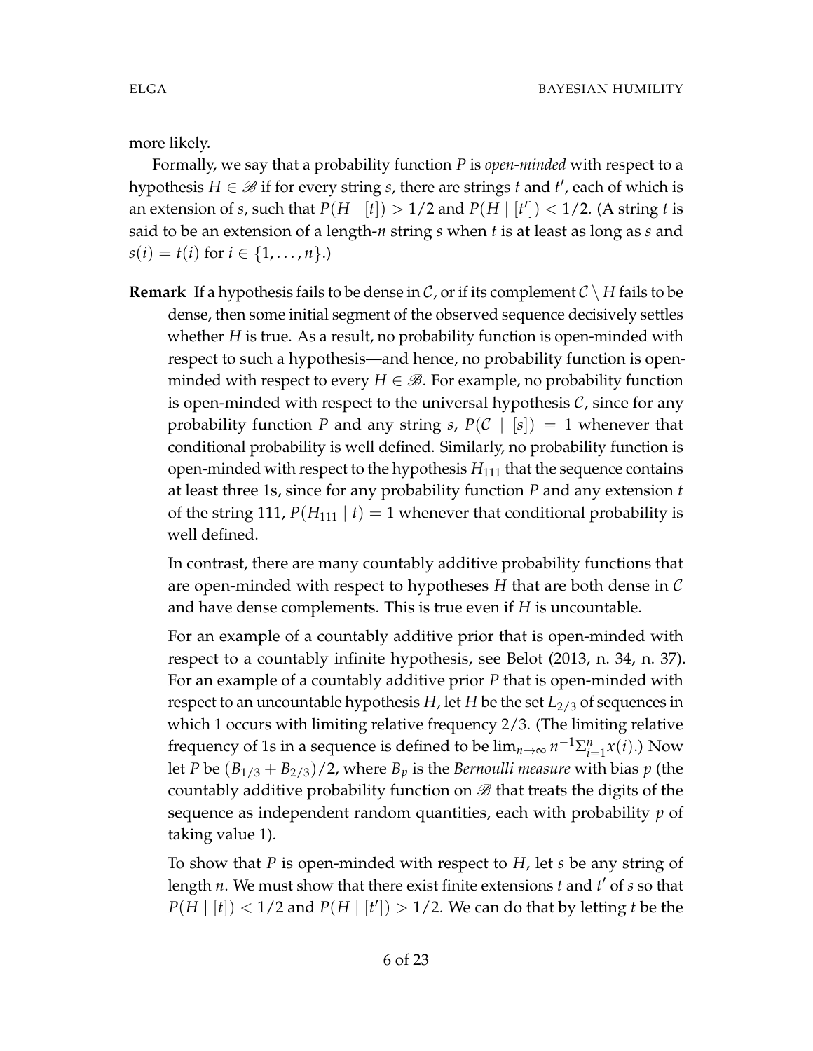more likely.

Formally, we say that a probability function $P$ is *open-minded* with respect to a hypothesis $H \in \mathscr{B}$ if for every string $s$, there are strings $t$ and $t'$, each of which is an extension of $s$, such that $P(H \mid [t]) > 1/2$ and $P(H \mid [t']) < 1/2$. (A string $t$ is said to be an extension of a length-$n$ string $s$ when $t$ is at least as long as $s$ and $s(i) = t(i)$ for $i \in \{1, \ldots, n\}$.)

**Remark** If a hypothesis fails to be dense in $\mathcal{C}$, or if its complement $\mathcal{C} \setminus H$ fails to be dense, then some initial segment of the observed sequence decisively settles whether $H$ is true. As a result, no probability function is open-minded with respect to such a hypothesis—and hence, no probability function is open-minded with respect to every $H \in \mathscr{B}$. For example, no probability function is open-minded with respect to the universal hypothesis $\mathcal{C}$, since for any probability function $P$ and any string $s$, $P(\mathcal{C} \mid [s]) = 1$ whenever that conditional probability is well defined. Similarly, no probability function is open-minded with respect to the hypothesis $H_{111}$ that the sequence contains at least three 1s, since for any probability function $P$ and any extension $t$ of the string 111, $P(H_{111} \mid t) = 1$ whenever that conditional probability is well defined.

In contrast, there are many countably additive probability functions that are open-minded with respect to hypotheses $H$ that are both dense in $\mathcal{C}$ and have dense complements. This is true even if $H$ is uncountable.

For an example of a countably additive prior that is open-minded with respect to a countably infinite hypothesis, see Belot (2013, n. 34, n. 37). For an example of a countably additive prior $P$ that is open-minded with respect to an uncountable hypothesis $H$, let $H$ be the set $L_{2/3}$ of sequences in which 1 occurs with limiting relative frequency 2/3. (The limiting relative frequency of 1s in a sequence is defined to be $\lim_{n\to\infty} n^{-1}\Sigma_{i=1}^{n} x(i)$.) Now let $P$ be $(B_{1/3} + B_{2/3})/2$, where $B_p$ is the *Bernoulli measure* with bias $p$ (the countably additive probability function on $\mathscr{B}$ that treats the digits of the sequence as independent random quantities, each with probability $p$ of taking value 1).

To show that $P$ is open-minded with respect to $H$, let $s$ be any string of length $n$. We must show that there exist finite extensions $t$ and $t'$ of $s$ so that $P(H \mid [t]) < 1/2$ and $P(H \mid [t']) > 1/2$. We can do that by letting $t$ be the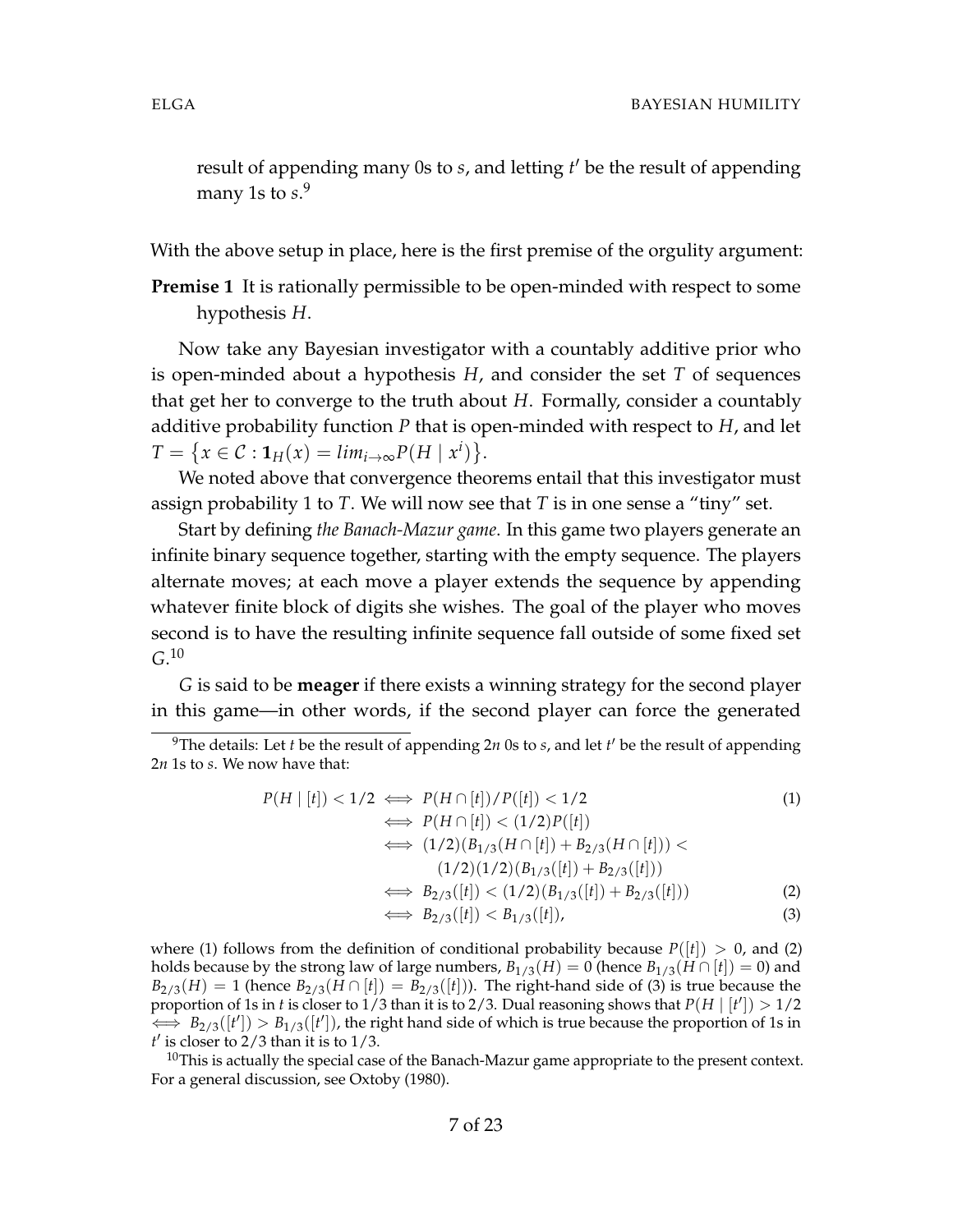result of appending many 0s to $s$, and letting $t'$ be the result of appending many 1s to $s$.[9]

With the above setup in place, here is the first premise of the orgulity argument:

**Premise 1** It is rationally permissible to be open-minded with respect to some hypothesis $H$.

Now take any Bayesian investigator with a countably additive prior who is open-minded about a hypothesis $H$, and consider the set $T$ of sequences that get her to converge to the truth about $H$. Formally, consider a countably additive probability function $P$ that is open-minded with respect to $H$, and let $T = \{x \in \mathcal{C} : \mathbf{1}_H(x) = lim_{i\to\infty} P(H \mid x^i)\}$.

We noted above that convergence theorems entail that this investigator must assign probability 1 to $T$. We will now see that $T$ is in one sense a "tiny" set.

Start by defining *the Banach-Mazur game*. In this game two players generate an infinite binary sequence together, starting with the empty sequence. The players alternate moves; at each move a player extends the sequence by appending whatever finite block of digits she wishes. The goal of the player who moves second is to have the resulting infinite sequence fall outside of some fixed set $G$.[10]

$G$ is said to be **meager** if there exists a winning strategy for the second player in this game—in other words, if the second player can force the generated

---

[9] The details: Let $t$ be the result of appending $2n$ 0s to $s$, and let $t'$ be the result of appending $2n$ 1s to $s$. We now have that:

$$
\begin{aligned}
P(H \mid [t]) < 1/2 &\iff P(H \cap [t])/P([t]) < 1/2 & (1)\\
&\iff P(H \cap [t]) < (1/2)P([t]) \\
&\iff (1/2)(B_{1/3}(H \cap [t]) + B_{2/3}(H \cap [t])) < \\
&\qquad (1/2)(1/2)(B_{1/3}([t]) + B_{2/3}([t])) \\
&\iff B_{2/3}([t]) < (1/2)(B_{1/3}([t]) + B_{2/3}([t])) & (2)\\
&\iff B_{2/3}([t]) < B_{1/3}([t]), & (3)
\end{aligned}
$$

where (1) follows from the definition of conditional probability because $P([t]) > 0$, and (2) holds because by the strong law of large numbers, $B_{1/3}(H) = 0$ (hence $B_{1/3}(H \cap [t]) = 0$) and $B_{2/3}(H) = 1$ (hence $B_{2/3}(H \cap [t]) = B_{2/3}([t])$). The right-hand side of (3) is true because the proportion of 1s in $t$ is closer to $1/3$ than it is to $2/3$. Dual reasoning shows that $P(H \mid [t']) > 1/2 \iff B_{2/3}([t']) > B_{1/3}([t'])$, the right hand side of which is true because the proportion of 1s in $t'$ is closer to $2/3$ than it is to $1/3$.

[10] This is actually the special case of the Banach-Mazur game appropriate to the present context. For a general discussion, see Oxtoby (1980).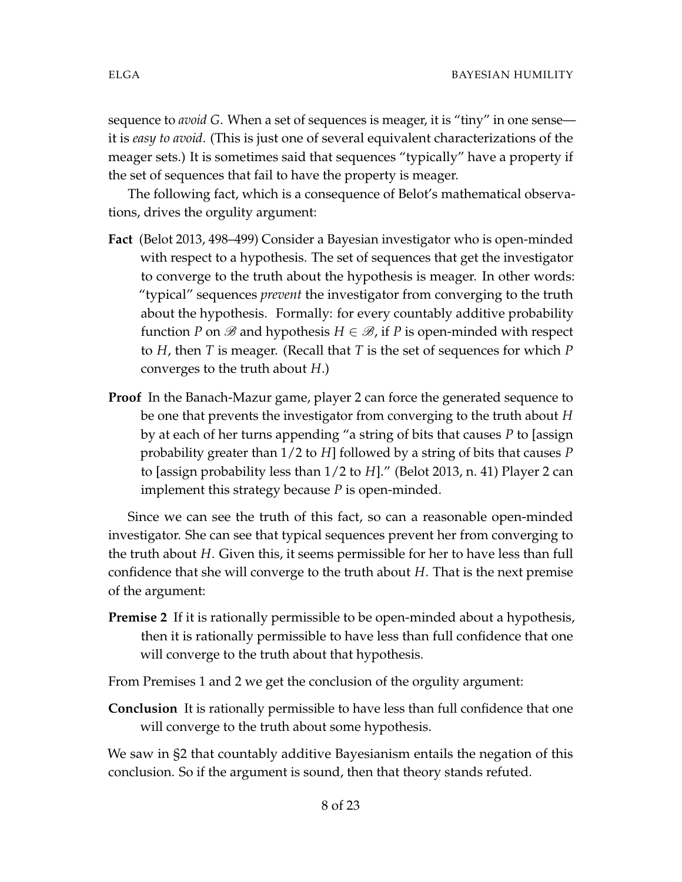sequence to *avoid G*. When a set of sequences is meager, it is "tiny" in one sense—it is *easy to avoid*. (This is just one of several equivalent characterizations of the meager sets.) It is sometimes said that sequences "typically" have a property if the set of sequences that fail to have the property is meager.

The following fact, which is a consequence of Belot's mathematical observations, drives the orgulity argument:

**Fact** (Belot 2013, 498–499) Consider a Bayesian investigator who is open-minded with respect to a hypothesis. The set of sequences that get the investigator to converge to the truth about the hypothesis is meager. In other words: "typical" sequences *prevent* the investigator from converging to the truth about the hypothesis. Formally: for every countably additive probability function $P$ on $\mathscr{B}$ and hypothesis $H \in \mathscr{B}$, if $P$ is open-minded with respect to $H$, then $T$ is meager. (Recall that $T$ is the set of sequences for which $P$ converges to the truth about $H$.)

**Proof** In the Banach-Mazur game, player 2 can force the generated sequence to be one that prevents the investigator from converging to the truth about $H$ by at each of her turns appending "a string of bits that causes $P$ to [assign probability greater than $1/2$ to $H$] followed by a string of bits that causes $P$ to [assign probability less than $1/2$ to $H$]." (Belot 2013, n. 41) Player 2 can implement this strategy because $P$ is open-minded.

Since we can see the truth of this fact, so can a reasonable open-minded investigator. She can see that typical sequences prevent her from converging to the truth about $H$. Given this, it seems permissible for her to have less than full confidence that she will converge to the truth about $H$. That is the next premise of the argument:

**Premise 2** If it is rationally permissible to be open-minded about a hypothesis, then it is rationally permissible to have less than full confidence that one will converge to the truth about that hypothesis.

From Premises 1 and 2 we get the conclusion of the orgulity argument:

**Conclusion** It is rationally permissible to have less than full confidence that one will converge to the truth about some hypothesis.

We saw in §2 that countably additive Bayesianism entails the negation of this conclusion. So if the argument is sound, then that theory stands refuted.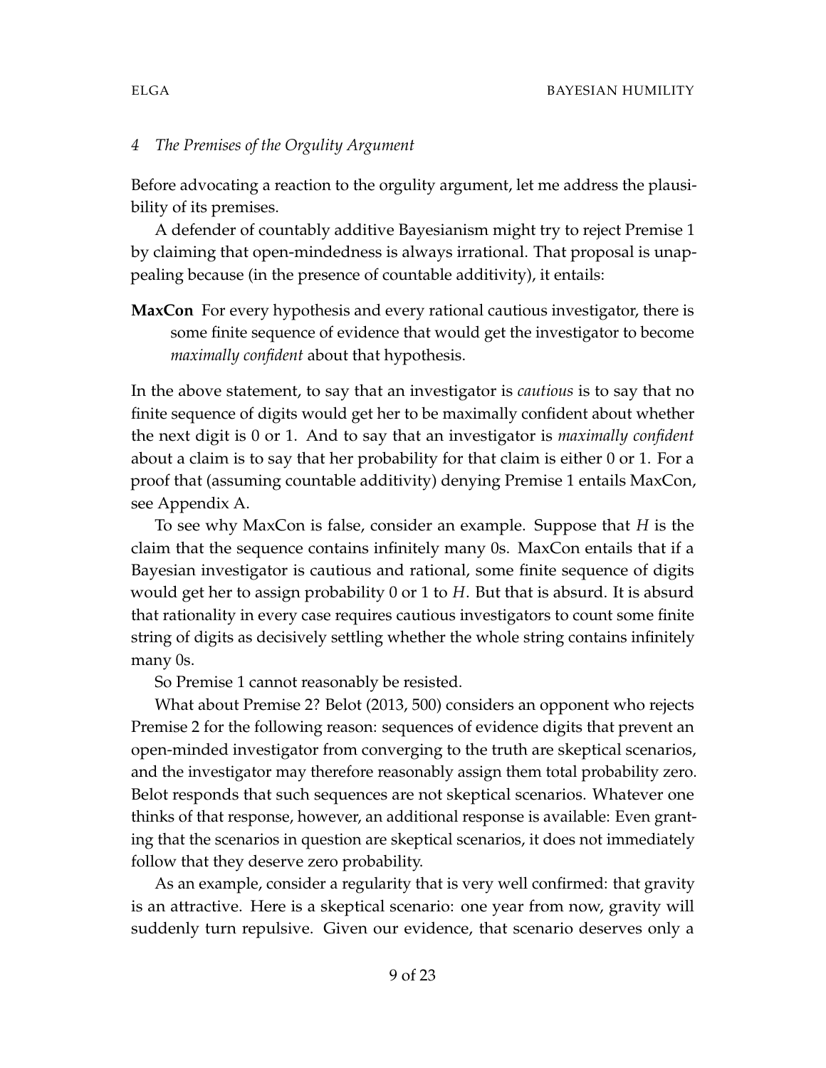## 4 *The Premises of the Orgulity Argument*

Before advocating a reaction to the orgulity argument, let me address the plausibility of its premises.

A defender of countably additive Bayesianism might try to reject Premise 1 by claiming that open-mindedness is always irrational. That proposal is unappealing because (in the presence of countable additivity), it entails:

**MaxCon** For every hypothesis and every rational cautious investigator, there is some finite sequence of evidence that would get the investigator to become *maximally confident* about that hypothesis.

In the above statement, to say that an investigator is *cautious* is to say that no finite sequence of digits would get her to be maximally confident about whether the next digit is 0 or 1. And to say that an investigator is *maximally confident* about a claim is to say that her probability for that claim is either 0 or 1. For a proof that (assuming countable additivity) denying Premise 1 entails MaxCon, see Appendix A.

To see why MaxCon is false, consider an example. Suppose that $H$ is the claim that the sequence contains infinitely many 0s. MaxCon entails that if a Bayesian investigator is cautious and rational, some finite sequence of digits would get her to assign probability 0 or 1 to $H$. But that is absurd. It is absurd that rationality in every case requires cautious investigators to count some finite string of digits as decisively settling whether the whole string contains infinitely many 0s.

So Premise 1 cannot reasonably be resisted.

What about Premise 2? Belot (2013, 500) considers an opponent who rejects Premise 2 for the following reason: sequences of evidence digits that prevent an open-minded investigator from converging to the truth are skeptical scenarios, and the investigator may therefore reasonably assign them total probability zero. Belot responds that such sequences are not skeptical scenarios. Whatever one thinks of that response, however, an additional response is available: Even granting that the scenarios in question are skeptical scenarios, it does not immediately follow that they deserve zero probability.

As an example, consider a regularity that is very well confirmed: that gravity is an attractive. Here is a skeptical scenario: one year from now, gravity will suddenly turn repulsive. Given our evidence, that scenario deserves only a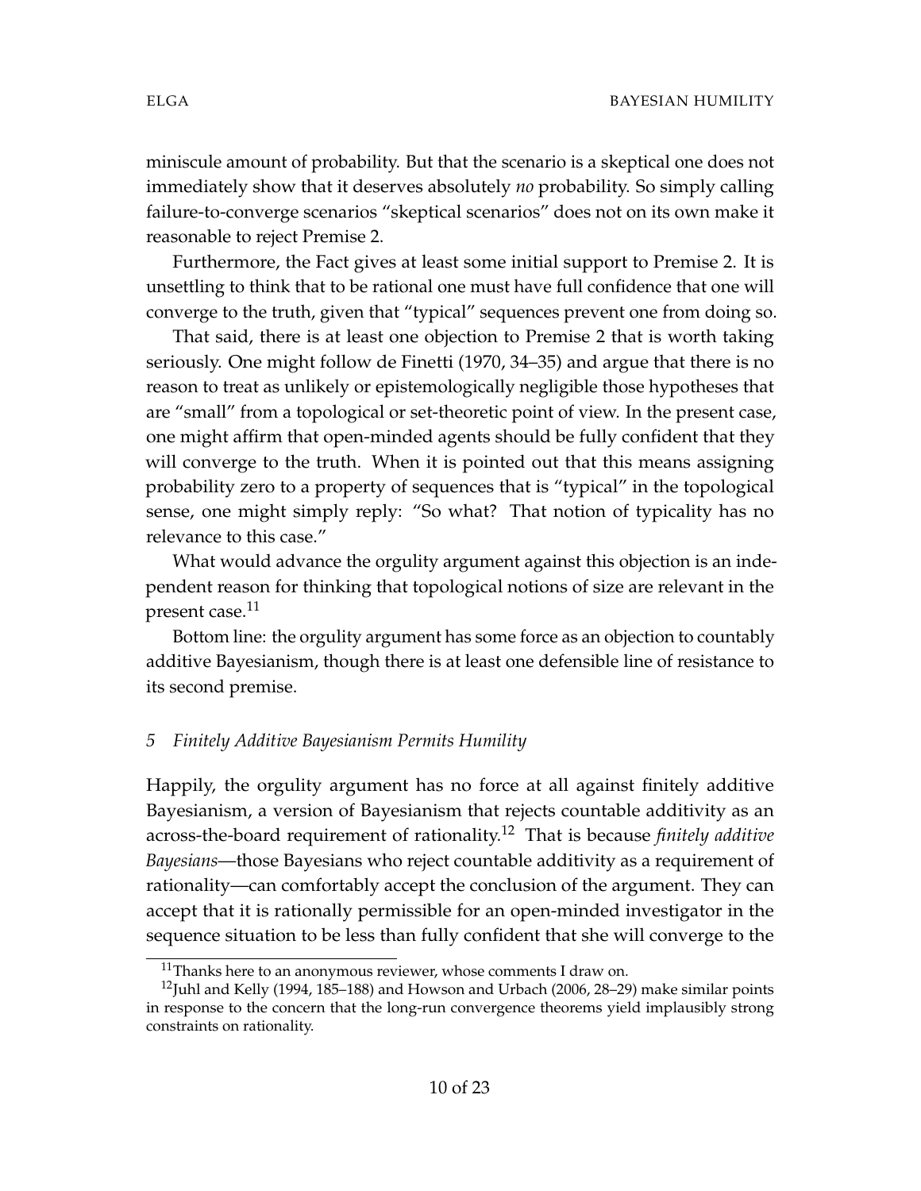miniscule amount of probability. But that the scenario is a skeptical one does not immediately show that it deserves absolutely *no* probability. So simply calling failure-to-converge scenarios "skeptical scenarios" does not on its own make it reasonable to reject Premise 2.

Furthermore, the Fact gives at least some initial support to Premise 2. It is unsettling to think that to be rational one must have full confidence that one will converge to the truth, given that "typical" sequences prevent one from doing so.

That said, there is at least one objection to Premise 2 that is worth taking seriously. One might follow de Finetti (1970, 34–35) and argue that there is no reason to treat as unlikely or epistemologically negligible those hypotheses that are "small" from a topological or set-theoretic point of view. In the present case, one might affirm that open-minded agents should be fully confident that they will converge to the truth. When it is pointed out that this means assigning probability zero to a property of sequences that is "typical" in the topological sense, one might simply reply: "So what? That notion of typicality has no relevance to this case."

What would advance the orgulity argument against this objection is an independent reason for thinking that topological notions of size are relevant in the present case.[11]

Bottom line: the orgulity argument has some force as an objection to countably additive Bayesianism, though there is at least one defensible line of resistance to its second premise.

## *5 Finitely Additive Bayesianism Permits Humility*

Happily, the orgulity argument has no force at all against finitely additive Bayesianism, a version of Bayesianism that rejects countable additivity as an across-the-board requirement of rationality.[12] That is because *finitely additive Bayesians*—those Bayesians who reject countable additivity as a requirement of rationality—can comfortably accept the conclusion of the argument. They can accept that it is rationally permissible for an open-minded investigator in the sequence situation to be less than fully confident that she will converge to the

[11] Thanks here to an anonymous reviewer, whose comments I draw on.

[12] Juhl and Kelly (1994, 185–188) and Howson and Urbach (2006, 28–29) make similar points in response to the concern that the long-run convergence theorems yield implausibly strong constraints on rationality.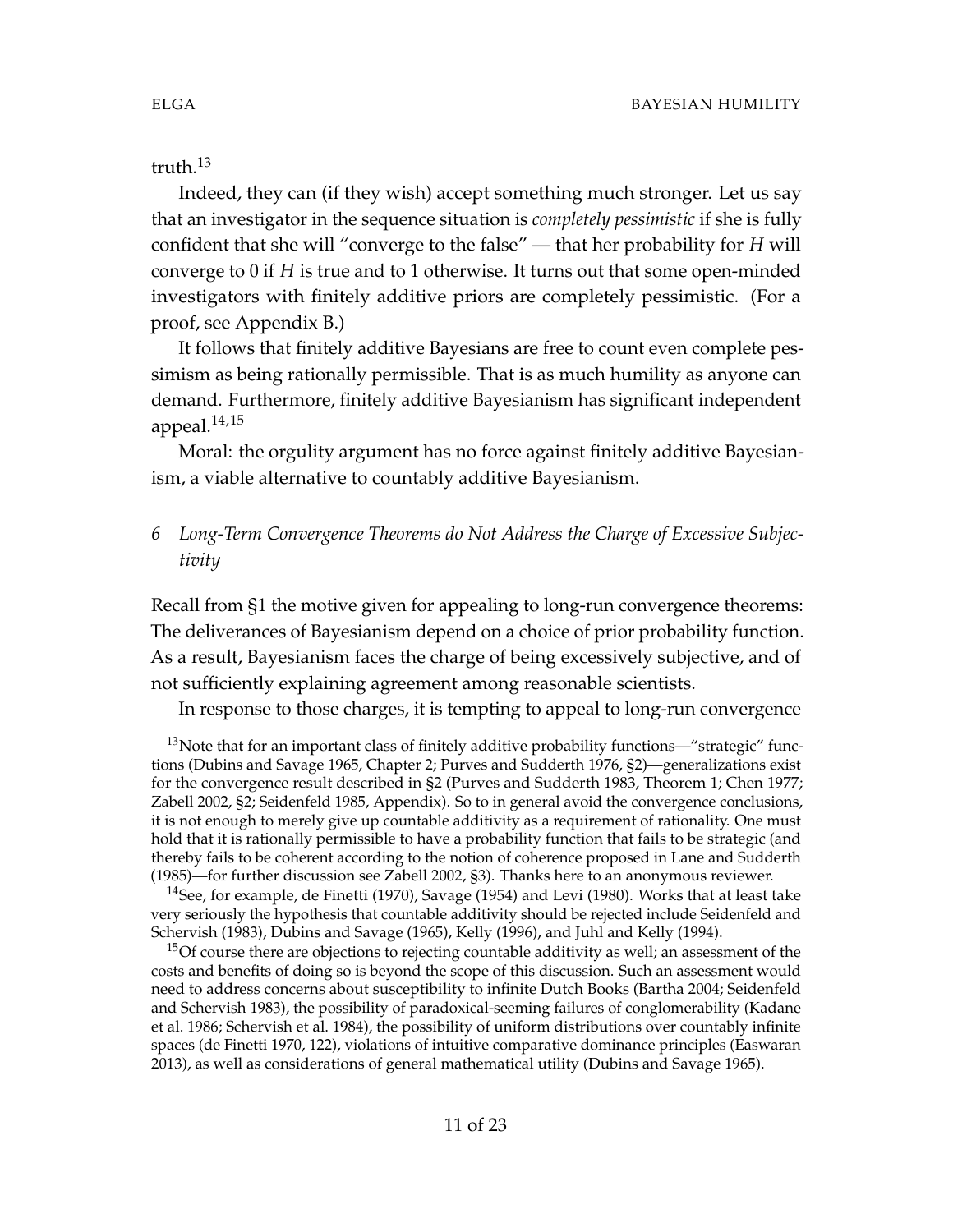truth.[13]

Indeed, they can (if they wish) accept something much stronger. Let us say that an investigator in the sequence situation is *completely pessimistic* if she is fully confident that she will "converge to the false" — that her probability for $H$ will converge to 0 if $H$ is true and to 1 otherwise. It turns out that some open-minded investigators with finitely additive priors are completely pessimistic. (For a proof, see Appendix B.)

It follows that finitely additive Bayesians are free to count even complete pessimism as being rationally permissible. That is as much humility as anyone can demand. Furthermore, finitely additive Bayesianism has significant independent appeal.[14,15]

Moral: the orgulity argument has no force against finitely additive Bayesianism, a viable alternative to countably additive Bayesianism.

## 6 *Long-Term Convergence Theorems do Not Address the Charge of Excessive Subjectivity*

Recall from §1 the motive given for appealing to long-run convergence theorems: The deliverances of Bayesianism depend on a choice of prior probability function. As a result, Bayesianism faces the charge of being excessively subjective, and of not sufficiently explaining agreement among reasonable scientists.

In response to those charges, it is tempting to appeal to long-run convergence

---

[13] Note that for an important class of finitely additive probability functions—"strategic" functions (Dubins and Savage 1965, Chapter 2; Purves and Sudderth 1976, §2)—generalizations exist for the convergence result described in §2 (Purves and Sudderth 1983, Theorem 1; Chen 1977; Zabell 2002, §2; Seidenfeld 1985, Appendix). So to in general avoid the convergence conclusions, it is not enough to merely give up countable additivity as a requirement of rationality. One must hold that it is rationally permissible to have a probability function that fails to be strategic (and thereby fails to be coherent according to the notion of coherence proposed in Lane and Sudderth (1985)—for further discussion see Zabell 2002, §3). Thanks here to an anonymous reviewer.

[14] See, for example, de Finetti (1970), Savage (1954) and Levi (1980). Works that at least take very seriously the hypothesis that countable additivity should be rejected include Seidenfeld and Schervish (1983), Dubins and Savage (1965), Kelly (1996), and Juhl and Kelly (1994).

[15] Of course there are objections to rejecting countable additivity as well; an assessment of the costs and benefits of doing so is beyond the scope of this discussion. Such an assessment would need to address concerns about susceptibility to infinite Dutch Books (Bartha 2004; Seidenfeld and Schervish 1983), the possibility of paradoxical-seeming failures of conglomerability (Kadane et al. 1986; Schervish et al. 1984), the possibility of uniform distributions over countably infinite spaces (de Finetti 1970, 122), violations of intuitive comparative dominance principles (Easwaran 2013), as well as considerations of general mathematical utility (Dubins and Savage 1965).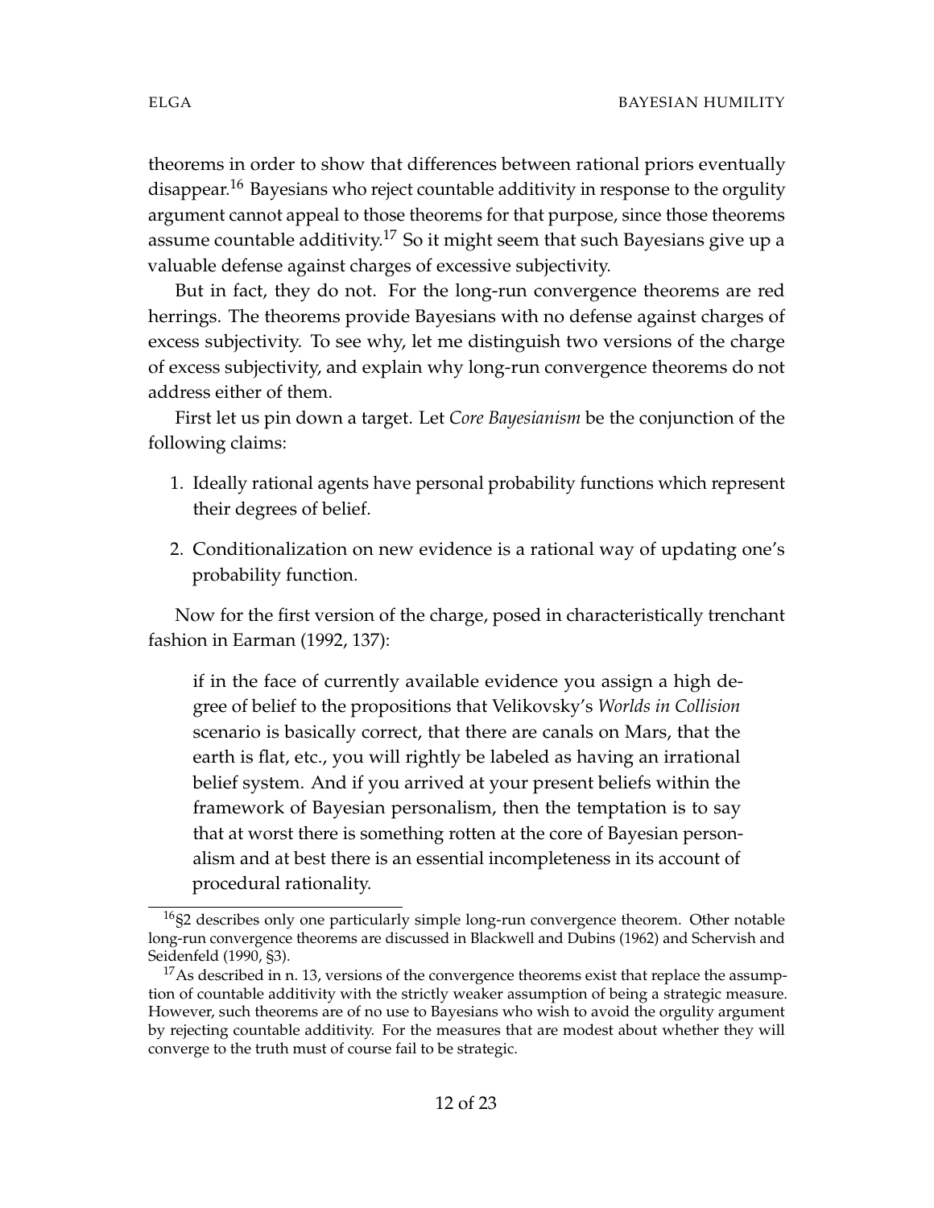theorems in order to show that differences between rational priors eventually disappear.[16] Bayesians who reject countable additivity in response to the orgulity argument cannot appeal to those theorems for that purpose, since those theorems assume countable additivity.[17] So it might seem that such Bayesians give up a valuable defense against charges of excessive subjectivity.

But in fact, they do not. For the long-run convergence theorems are red herrings. The theorems provide Bayesians with no defense against charges of excess subjectivity. To see why, let me distinguish two versions of the charge of excess subjectivity, and explain why long-run convergence theorems do not address either of them.

First let us pin down a target. Let *Core Bayesianism* be the conjunction of the following claims:

1. Ideally rational agents have personal probability functions which represent their degrees of belief.
2. Conditionalization on new evidence is a rational way of updating one's probability function.

Now for the first version of the charge, posed in characteristically trenchant fashion in Earman (1992, 137):

> if in the face of currently available evidence you assign a high degree of belief to the propositions that Velikovsky's *Worlds in Collision* scenario is basically correct, that there are canals on Mars, that the earth is flat, etc., you will rightly be labeled as having an irrational belief system. And if you arrived at your present beliefs within the framework of Bayesian personalism, then the temptation is to say that at worst there is something rotten at the core of Bayesian personalism and at best there is an essential incompleteness in its account of procedural rationality.

[16] §2 describes only one particularly simple long-run convergence theorem. Other notable long-run convergence theorems are discussed in Blackwell and Dubins (1962) and Schervish and Seidenfeld (1990, §3).

[17] As described in n. 13, versions of the convergence theorems exist that replace the assumption of countable additivity with the strictly weaker assumption of being a strategic measure. However, such theorems are of no use to Bayesians who wish to avoid the orgulity argument by rejecting countable additivity. For the measures that are modest about whether they will converge to the truth must of course fail to be strategic.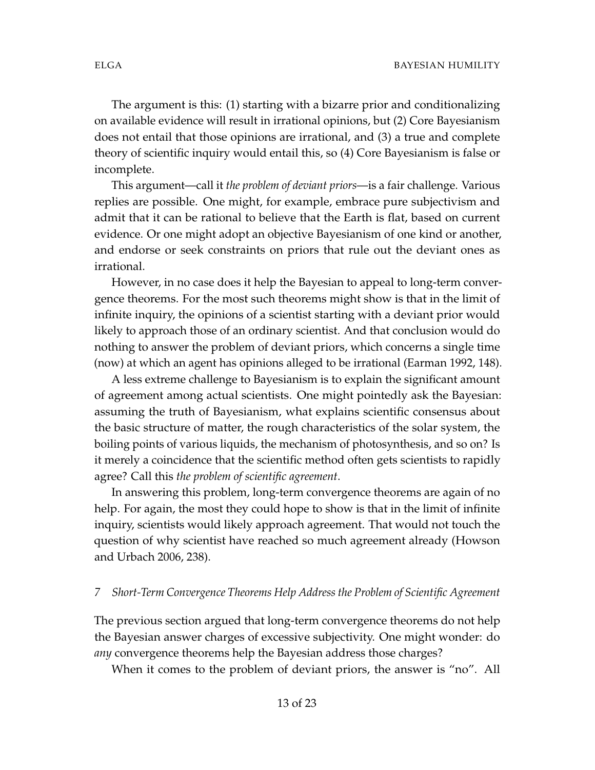The argument is this: (1) starting with a bizarre prior and conditionalizing on available evidence will result in irrational opinions, but (2) Core Bayesianism does not entail that those opinions are irrational, and (3) a true and complete theory of scientific inquiry would entail this, so (4) Core Bayesianism is false or incomplete.

This argument—call it *the problem of deviant priors*—is a fair challenge. Various replies are possible. One might, for example, embrace pure subjectivism and admit that it can be rational to believe that the Earth is flat, based on current evidence. Or one might adopt an objective Bayesianism of one kind or another, and endorse or seek constraints on priors that rule out the deviant ones as irrational.

However, in no case does it help the Bayesian to appeal to long-term convergence theorems. For the most such theorems might show is that in the limit of infinite inquiry, the opinions of a scientist starting with a deviant prior would likely to approach those of an ordinary scientist. And that conclusion would do nothing to answer the problem of deviant priors, which concerns a single time (now) at which an agent has opinions alleged to be irrational (Earman 1992, 148).

A less extreme challenge to Bayesianism is to explain the significant amount of agreement among actual scientists. One might pointedly ask the Bayesian: assuming the truth of Bayesianism, what explains scientific consensus about the basic structure of matter, the rough characteristics of the solar system, the boiling points of various liquids, the mechanism of photosynthesis, and so on? Is it merely a coincidence that the scientific method often gets scientists to rapidly agree? Call this *the problem of scientific agreement*.

In answering this problem, long-term convergence theorems are again of no help. For again, the most they could hope to show is that in the limit of infinite inquiry, scientists would likely approach agreement. That would not touch the question of why scientist have reached so much agreement already (Howson and Urbach 2006, 238).

## 7 *Short-Term Convergence Theorems Help Address the Problem of Scientific Agreement*

The previous section argued that long-term convergence theorems do not help the Bayesian answer charges of excessive subjectivity. One might wonder: do *any* convergence theorems help the Bayesian address those charges?

When it comes to the problem of deviant priors, the answer is "no". All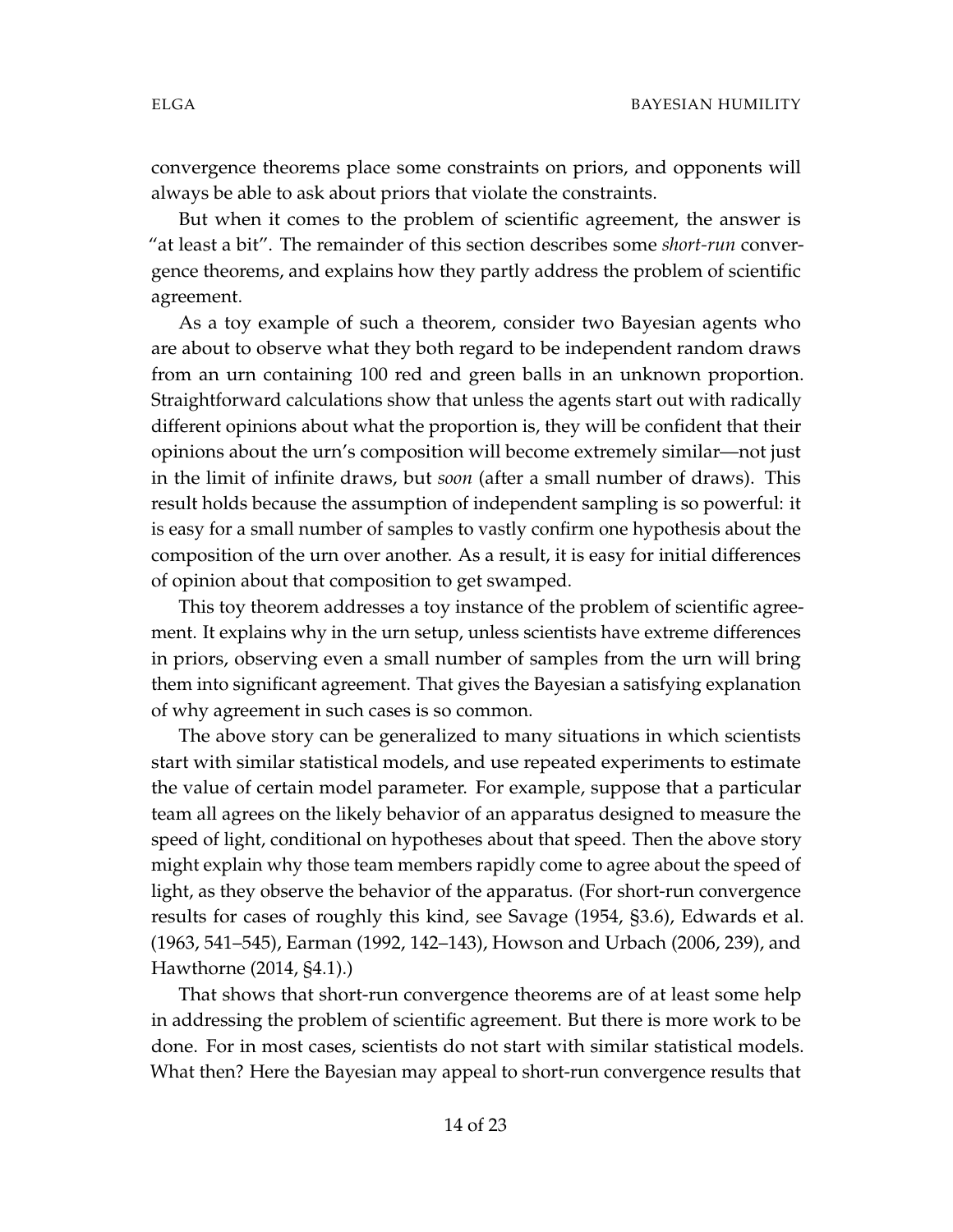convergence theorems place some constraints on priors, and opponents will always be able to ask about priors that violate the constraints.

But when it comes to the problem of scientific agreement, the answer is "at least a bit". The remainder of this section describes some *short-run* convergence theorems, and explains how they partly address the problem of scientific agreement.

As a toy example of such a theorem, consider two Bayesian agents who are about to observe what they both regard to be independent random draws from an urn containing 100 red and green balls in an unknown proportion. Straightforward calculations show that unless the agents start out with radically different opinions about what the proportion is, they will be confident that their opinions about the urn's composition will become extremely similar—not just in the limit of infinite draws, but *soon* (after a small number of draws). This result holds because the assumption of independent sampling is so powerful: it is easy for a small number of samples to vastly confirm one hypothesis about the composition of the urn over another. As a result, it is easy for initial differences of opinion about that composition to get swamped.

This toy theorem addresses a toy instance of the problem of scientific agreement. It explains why in the urn setup, unless scientists have extreme differences in priors, observing even a small number of samples from the urn will bring them into significant agreement. That gives the Bayesian a satisfying explanation of why agreement in such cases is so common.

The above story can be generalized to many situations in which scientists start with similar statistical models, and use repeated experiments to estimate the value of certain model parameter. For example, suppose that a particular team all agrees on the likely behavior of an apparatus designed to measure the speed of light, conditional on hypotheses about that speed. Then the above story might explain why those team members rapidly come to agree about the speed of light, as they observe the behavior of the apparatus. (For short-run convergence results for cases of roughly this kind, see Savage (1954, §3.6), Edwards et al. (1963, 541–545), Earman (1992, 142–143), Howson and Urbach (2006, 239), and Hawthorne (2014, §4.1).)

That shows that short-run convergence theorems are of at least some help in addressing the problem of scientific agreement. But there is more work to be done. For in most cases, scientists do not start with similar statistical models. What then? Here the Bayesian may appeal to short-run convergence results that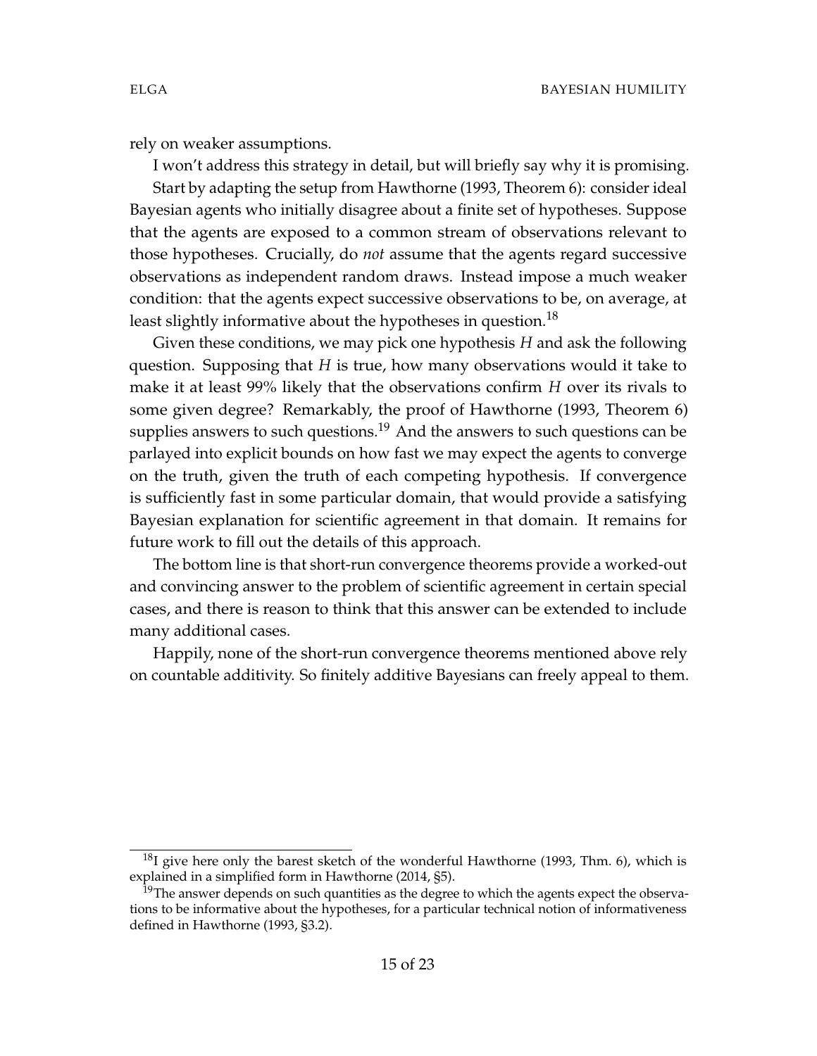rely on weaker assumptions.

I won't address this strategy in detail, but will briefly say why it is promising.

Start by adapting the setup from Hawthorne (1993, Theorem 6): consider ideal Bayesian agents who initially disagree about a finite set of hypotheses. Suppose that the agents are exposed to a common stream of observations relevant to those hypotheses. Crucially, do *not* assume that the agents regard successive observations as independent random draws. Instead impose a much weaker condition: that the agents expect successive observations to be, on average, at least slightly informative about the hypotheses in question.[18]

Given these conditions, we may pick one hypothesis $H$ and ask the following question. Supposing that $H$ is true, how many observations would it take to make it at least 99% likely that the observations confirm $H$ over its rivals to some given degree? Remarkably, the proof of Hawthorne (1993, Theorem 6) supplies answers to such questions.[19] And the answers to such questions can be parlayed into explicit bounds on how fast we may expect the agents to converge on the truth, given the truth of each competing hypothesis. If convergence is sufficiently fast in some particular domain, that would provide a satisfying Bayesian explanation for scientific agreement in that domain. It remains for future work to fill out the details of this approach.

The bottom line is that short-run convergence theorems provide a worked-out and convincing answer to the problem of scientific agreement in certain special cases, and there is reason to think that this answer can be extended to include many additional cases.

Happily, none of the short-run convergence theorems mentioned above rely on countable additivity. So finitely additive Bayesians can freely appeal to them.

---

[18] I give here only the barest sketch of the wonderful Hawthorne (1993, Thm. 6), which is explained in a simplified form in Hawthorne (2014, §5).

[19] The answer depends on such quantities as the degree to which the agents expect the observations to be informative about the hypotheses, for a particular technical notion of informativeness defined in Hawthorne (1993, §3.2).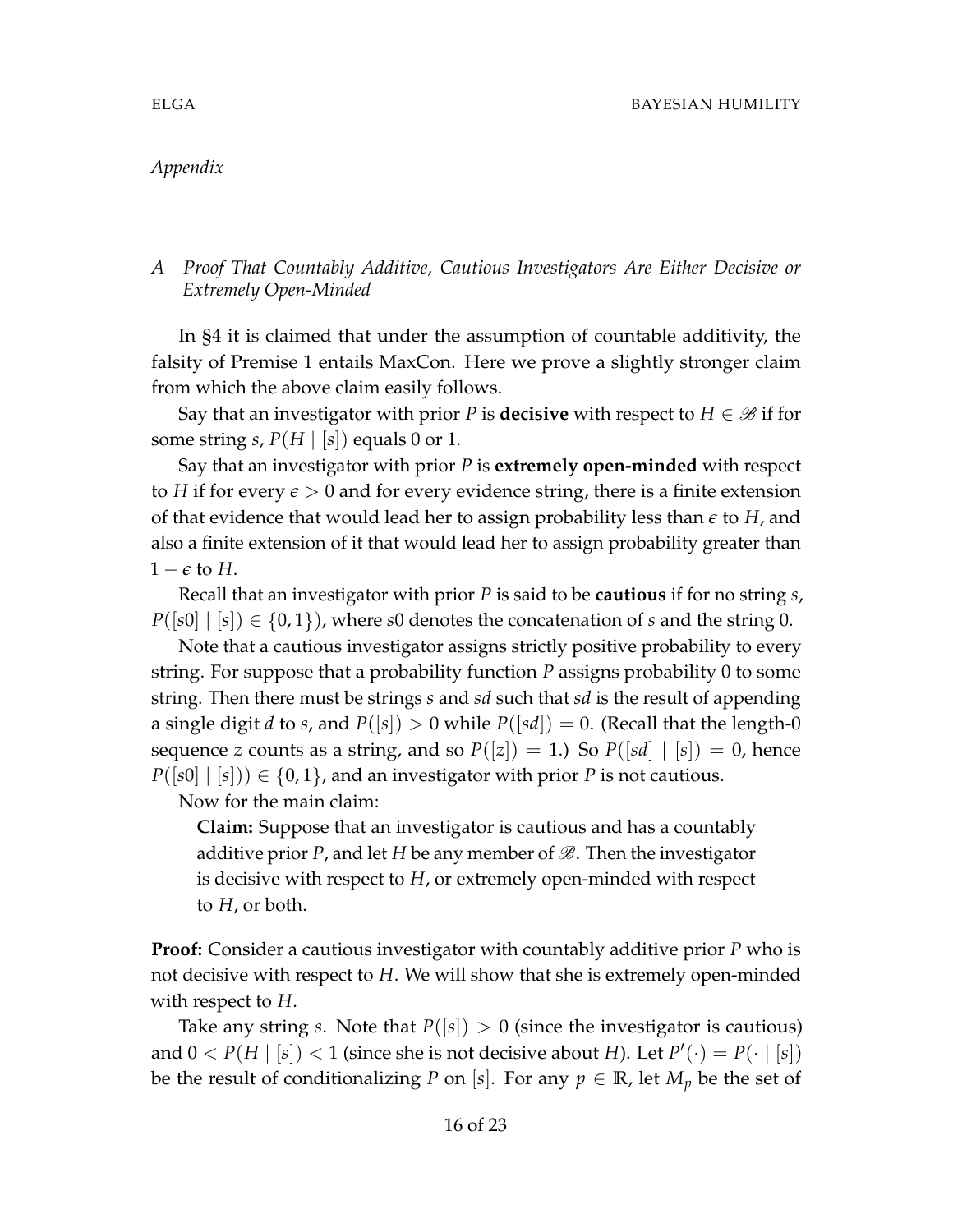*Appendix*

## A Proof That Countably Additive, Cautious Investigators Are Either Decisive or Extremely Open-Minded

In §4 it is claimed that under the assumption of countable additivity, the falsity of Premise 1 entails MaxCon. Here we prove a slightly stronger claim from which the above claim easily follows.

Say that an investigator with prior $P$ is **decisive** with respect to $H \in \mathscr{B}$ if for some string $s$, $P(H \mid [s])$ equals 0 or 1.

Say that an investigator with prior $P$ is **extremely open-minded** with respect to $H$ if for every $\epsilon > 0$ and for every evidence string, there is a finite extension of that evidence that would lead her to assign probability less than $\epsilon$ to $H$, and also a finite extension of it that would lead her to assign probability greater than $1 - \epsilon$ to $H$.

Recall that an investigator with prior $P$ is said to be **cautious** if for no string $s$, $P([s0] \mid [s]) \in \{0, 1\}$), where $s0$ denotes the concatenation of $s$ and the string 0.

Note that a cautious investigator assigns strictly positive probability to every string. For suppose that a probability function $P$ assigns probability 0 to some string. Then there must be strings $s$ and $sd$ such that $sd$ is the result of appending a single digit $d$ to $s$, and $P([s]) > 0$ while $P([sd]) = 0$. (Recall that the length-0 sequence $z$ counts as a string, and so $P([z]) = 1$.) So $P([sd] \mid [s]) = 0$, hence $P([s0] \mid [s])) \in \{0, 1\}$, and an investigator with prior $P$ is not cautious.

Now for the main claim:

> **Claim:** Suppose that an investigator is cautious and has a countably additive prior $P$, and let $H$ be any member of $\mathscr{B}$. Then the investigator is decisive with respect to $H$, or extremely open-minded with respect to $H$, or both.

**Proof:** Consider a cautious investigator with countably additive prior $P$ who is not decisive with respect to $H$. We will show that she is extremely open-minded with respect to $H$.

Take any string $s$. Note that $P([s]) > 0$ (since the investigator is cautious) and $0 < P(H \mid [s]) < 1$ (since she is not decisive about $H$). Let $P'(\cdot) = P(\cdot \mid [s])$ be the result of conditionalizing $P$ on $[s]$. For any $p \in \mathbb{R}$, let $M_p$ be the set of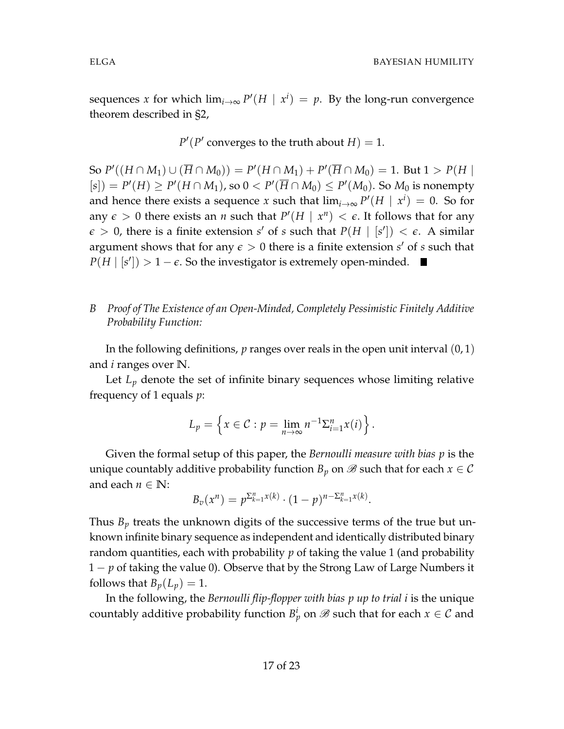sequences $x$ for which $\lim_{i \to \infty} P'(H \mid x^i) = p$. By the long-run convergence theorem described in §2,

$$P'(P' \text{ converges to the truth about } H) = 1.$$

So $P'((H \cap M_1) \cup (\overline{H} \cap M_0)) = P'(H \cap M_1) + P'(\overline{H} \cap M_0) = 1$. But $1 > P(H \mid [s]) = P'(H) \geq P'(H \cap M_1)$, so $0 < P'(\overline{H} \cap M_0) \leq P'(M_0)$. So $M_0$ is nonempty and hence there exists a sequence $x$ such that $\lim_{i \to \infty} P'(H \mid x^i) = 0$. So for any $\epsilon > 0$ there exists an $n$ such that $P'(H \mid x^n) < \epsilon$. It follows that for any $\epsilon > 0$, there is a finite extension $s'$ of $s$ such that $P(H \mid [s']) < \epsilon$. A similar argument shows that for any $\epsilon > 0$ there is a finite extension $s'$ of $s$ such that $P(H \mid [s']) > 1 - \epsilon$. So the investigator is extremely open-minded. ∎

## B *Proof of The Existence of an Open-Minded, Completely Pessimistic Finitely Additive Probability Function:*

In the following definitions, $p$ ranges over reals in the open unit interval $(0, 1)$ and $i$ ranges over $\mathbb{N}$.

Let $L_p$ denote the set of infinite binary sequences whose limiting relative frequency of 1 equals $p$:

$$L_p = \left\{ x \in \mathcal{C} : p = \lim_{n \to \infty} n^{-1} \Sigma_{i=1}^{n} x(i) \right\}.$$

Given the formal setup of this paper, the *Bernoulli measure with bias $p$* is the unique countably additive probability function $B_p$ on $\mathscr{B}$ such that for each $x \in \mathcal{C}$ and each $n \in \mathbb{N}$:

$$B_v(x^n) = p^{\Sigma_{k=1}^{n} x(k)} \cdot (1 - p)^{n - \Sigma_{k=1}^{n} x(k)}.$$

Thus $B_p$ treats the unknown digits of the successive terms of the true but unknown infinite binary sequence as independent and identically distributed binary random quantities, each with probability $p$ of taking the value 1 (and probability $1 - p$ of taking the value 0). Observe that by the Strong Law of Large Numbers it follows that $B_p(L_p) = 1$.

In the following, the *Bernoulli flip-flopper with bias $p$ up to trial $i$* is the unique countably additive probability function $B_p^i$ on $\mathscr{B}$ such that for each $x \in \mathcal{C}$ and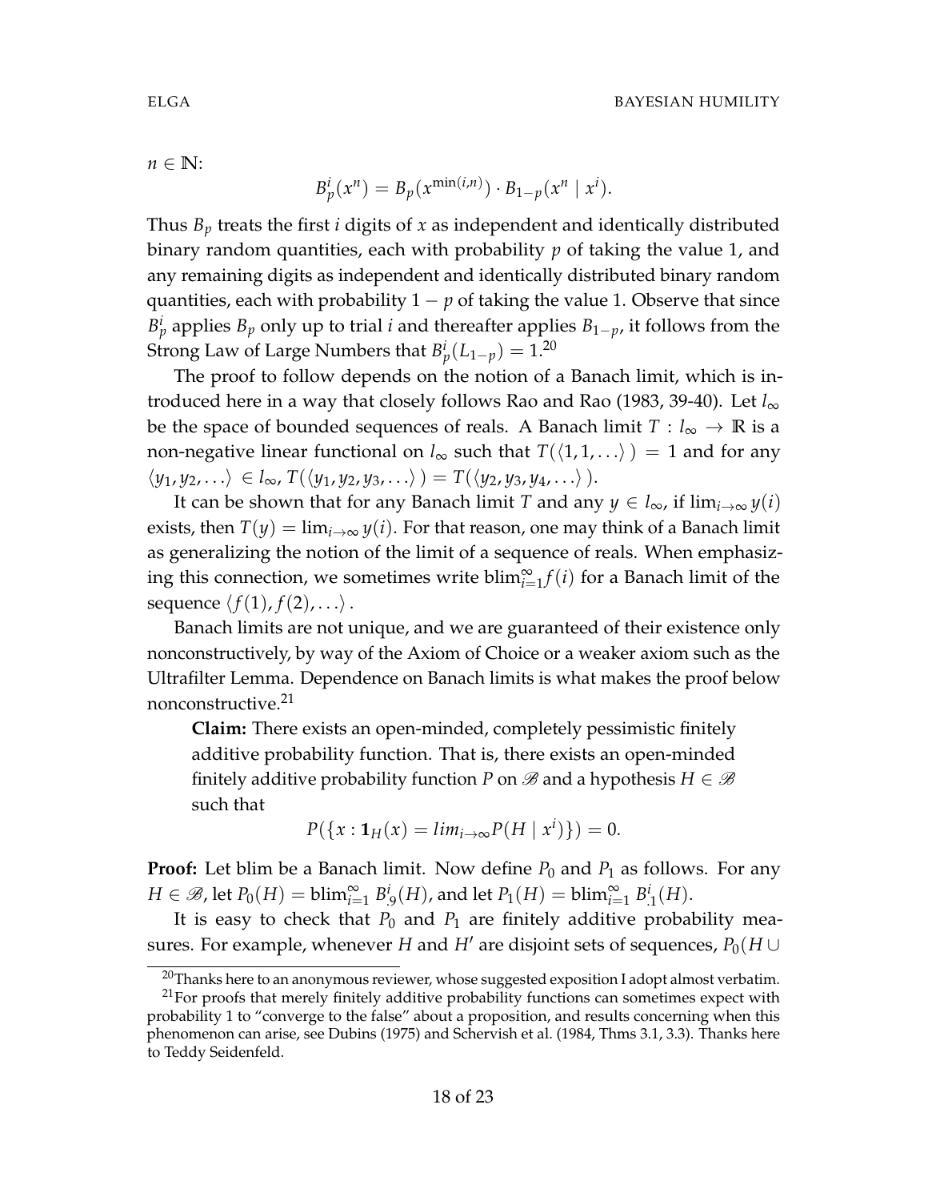$n \in \mathbb{N}$:

$$B_p^i(x^n) = B_p(x^{\min(i,n)}) \cdot B_{1-p}(x^n \mid x^i).$$

Thus $B_p$ treats the first $i$ digits of $x$ as independent and identically distributed binary random quantities, each with probability $p$ of taking the value 1, and any remaining digits as independent and identically distributed binary random quantities, each with probability $1 - p$ of taking the value 1. Observe that since $B_p^i$ applies $B_p$ only up to trial $i$ and thereafter applies $B_{1-p}$, it follows from the Strong Law of Large Numbers that $B_p^i(L_{1-p}) = 1$.[20]

The proof to follow depends on the notion of a Banach limit, which is introduced here in a way that closely follows Rao and Rao (1983, 39-40). Let $l_\infty$ be the space of bounded sequences of reals. A Banach limit $T : l_\infty \to \mathbb{R}$ is a non-negative linear functional on $l_\infty$ such that $T(\langle 1, 1, \ldots \rangle) = 1$ and for any $\langle y_1, y_2, \ldots \rangle \in l_\infty$, $T(\langle y_1, y_2, y_3, \ldots \rangle) = T(\langle y_2, y_3, y_4, \ldots \rangle)$.

It can be shown that for any Banach limit $T$ and any $y \in l_\infty$, if $\lim_{i\to\infty} y(i)$ exists, then $T(y) = \lim_{i\to\infty} y(i)$. For that reason, one may think of a Banach limit as generalizing the notion of the limit of a sequence of reals. When emphasizing this connection, we sometimes write $\text{blim}_{i=1}^{\infty} f(i)$ for a Banach limit of the sequence $\langle f(1), f(2), \ldots \rangle$.

Banach limits are not unique, and we are guaranteed of their existence only nonconstructively, by way of the Axiom of Choice or a weaker axiom such as the Ultrafilter Lemma. Dependence on Banach limits is what makes the proof below nonconstructive.[21]

> **Claim:** There exists an open-minded, completely pessimistic finitely additive probability function. That is, there exists an open-minded finitely additive probability function $P$ on $\mathscr{B}$ and a hypothesis $H \in \mathscr{B}$ such that
>
> $$P(\{x : \mathbf{1}_H(x) = lim_{i\to\infty} P(H \mid x^i)\}) = 0.$$

**Proof:** Let blim be a Banach limit. Now define $P_0$ and $P_1$ as follows. For any $H \in \mathscr{B}$, let $P_0(H) = \text{blim}_{i=1}^{\infty} B_{.9}^i(H)$, and let $P_1(H) = \text{blim}_{i=1}^{\infty} B_{.1}^i(H)$.

It is easy to check that $P_0$ and $P_1$ are finitely additive probability measures. For example, whenever $H$ and $H'$ are disjoint sets of sequences, $P_0(H \cup$

[20] Thanks here to an anonymous reviewer, whose suggested exposition I adopt almost verbatim.

[21] For proofs that merely finitely additive probability functions can sometimes expect with probability 1 to "converge to the false" about a proposition, and results concerning when this phenomenon can arise, see Dubins (1975) and Schervish et al. (1984, Thms 3.1, 3.3). Thanks here to Teddy Seidenfeld.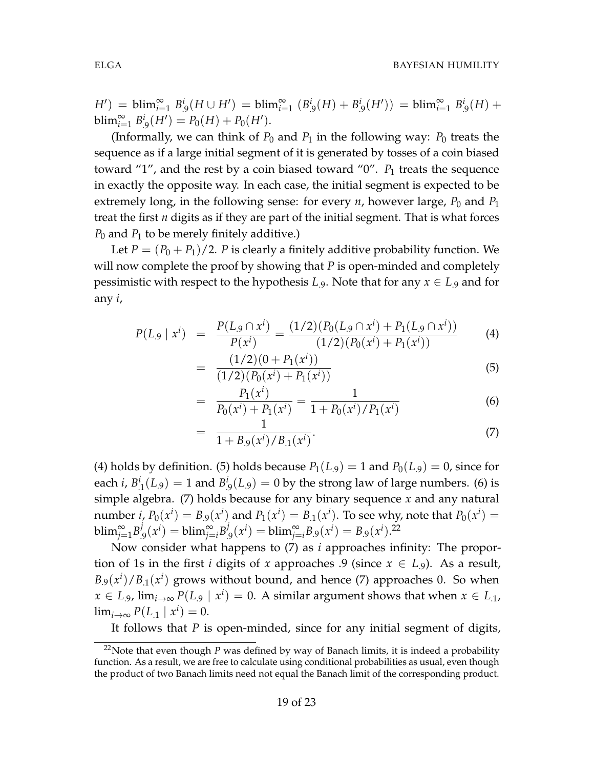$H') = \text{blim}_{i=1}^{\infty} B_{.9}^i(H \cup H') = \text{blim}_{i=1}^{\infty} (B_{.9}^i(H) + B_{.9}^i(H')) = \text{blim}_{i=1}^{\infty} B_{.9}^i(H) + \text{blim}_{i=1}^{\infty} B_{.9}^i(H') = P_0(H) + P_0(H')$.

(Informally, we can think of $P_0$ and $P_1$ in the following way: $P_0$ treats the sequence as if a large initial segment of it is generated by tosses of a coin biased toward "1", and the rest by a coin biased toward "0". $P_1$ treats the sequence in exactly the opposite way. In each case, the initial segment is expected to be extremely long, in the following sense: for every $n$, however large, $P_0$ and $P_1$ treat the first $n$ digits as if they are part of the initial segment. That is what forces $P_0$ and $P_1$ to be merely finitely additive.)

Let $P = (P_0 + P_1)/2$. $P$ is clearly a finitely additive probability function. We will now complete the proof by showing that $P$ is open-minded and completely pessimistic with respect to the hypothesis $L_{.9}$. Note that for any $x \in L_{.9}$ and for any $i$,

$$
\begin{aligned}
P(L_{.9} \mid x^i) &= \frac{P(L_{.9} \cap x^i)}{P(x^i)} = \frac{(1/2)(P_0(L_{.9} \cap x^i) + P_1(L_{.9} \cap x^i))}{(1/2)(P_0(x^i) + P_1(x^i))} && (4)\\
&= \frac{(1/2)(0 + P_1(x^i))}{(1/2)(P_0(x^i) + P_1(x^i))} && (5)\\
&= \frac{P_1(x^i)}{P_0(x^i) + P_1(x^i)} = \frac{1}{1 + P_0(x^i)/P_1(x^i)} && (6)\\
&= \frac{1}{1 + B_{.9}(x^i)/B_{.1}(x^i)}. && (7)
\end{aligned}
$$

(4) holds by definition. (5) holds because $P_1(L_{.9}) = 1$ and $P_0(L_{.9}) = 0$, since for each $i$, $B_{.1}^i(L_{.9}) = 1$ and $B_{.9}^i(L_{.9}) = 0$ by the strong law of large numbers. (6) is simple algebra. (7) holds because for any binary sequence $x$ and any natural number $i$, $P_0(x^i) = B_{.9}(x^i)$ and $P_1(x^i) = B_{.1}(x^i)$. To see why, note that $P_0(x^i) = \text{blim}_{j=1}^{\infty} B_{.9}^j(x^i) = \text{blim}_{j=i}^{\infty} B_{.9}^j(x^i) = \text{blim}_{j=i}^{\infty} B_{.9}(x^i) = B_{.9}(x^i)$.[22]

Now consider what happens to (7) as $i$ approaches infinity: The proportion of 1s in the first $i$ digits of $x$ approaches .9 (since $x \in L_{.9}$). As a result, $B_{.9}(x^i)/B_{.1}(x^i)$ grows without bound, and hence (7) approaches 0. So when $x \in L_{.9}$, $\lim_{i \to \infty} P(L_{.9} \mid x^i) = 0$. A similar argument shows that when $x \in L_{.1}$, $\lim_{i \to \infty} P(L_{.1} \mid x^i) = 0$.

It follows that $P$ is open-minded, since for any initial segment of digits,

[22] Note that even though $P$ was defined by way of Banach limits, it is indeed a probability function. As a result, we are free to calculate using conditional probabilities as usual, even though the product of two Banach limits need not equal the Banach limit of the corresponding product.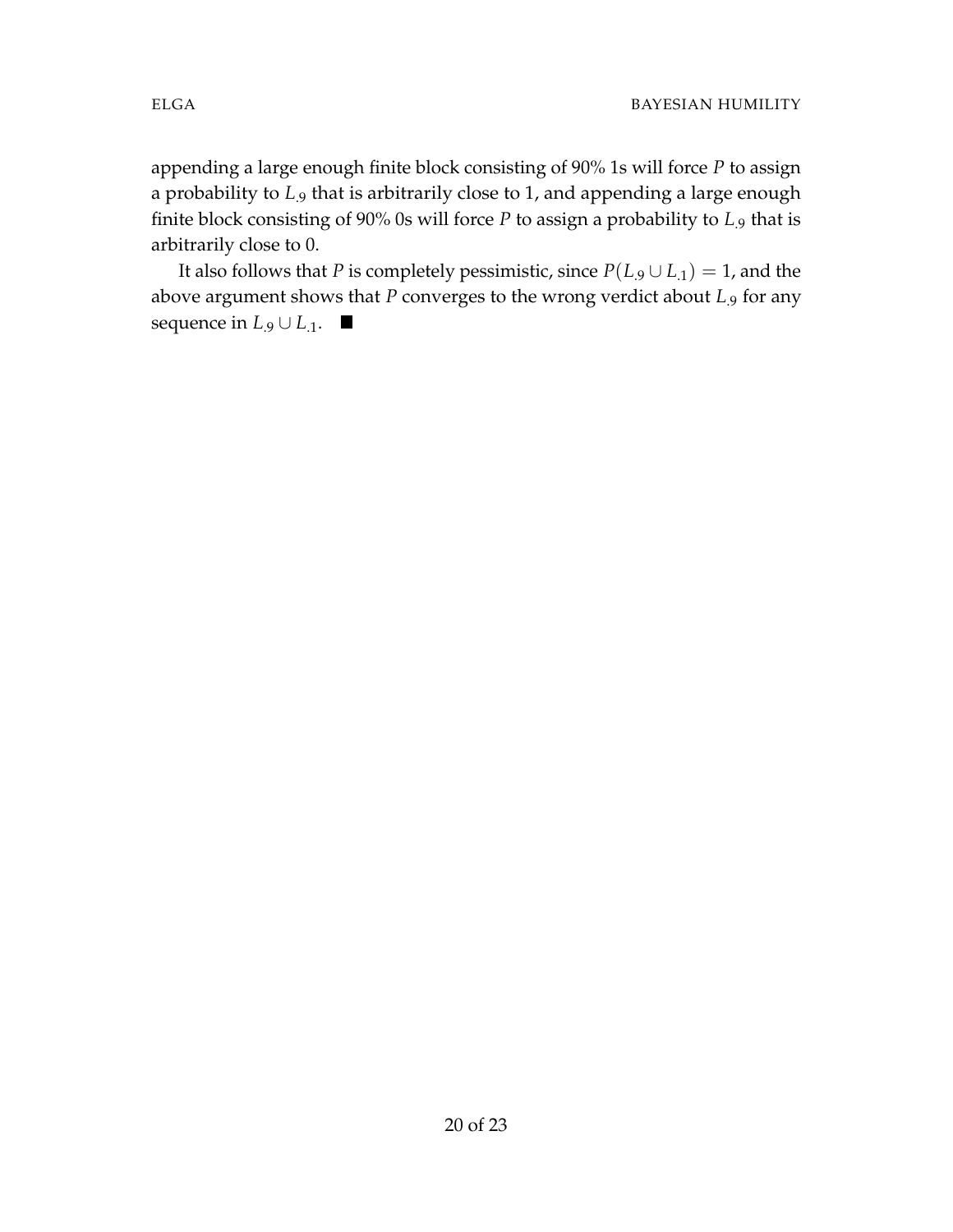appending a large enough finite block consisting of 90% 1s will force $P$ to assign a probability to $L_{.9}$ that is arbitrarily close to 1, and appending a large enough finite block consisting of 90% 0s will force $P$ to assign a probability to $L_{.9}$ that is arbitrarily close to 0.

It also follows that $P$ is completely pessimistic, since $P(L_{.9} \cup L_{.1}) = 1$, and the above argument shows that $P$ converges to the wrong verdict about $L_{.9}$ for any sequence in $L_{.9} \cup L_{.1}$. ■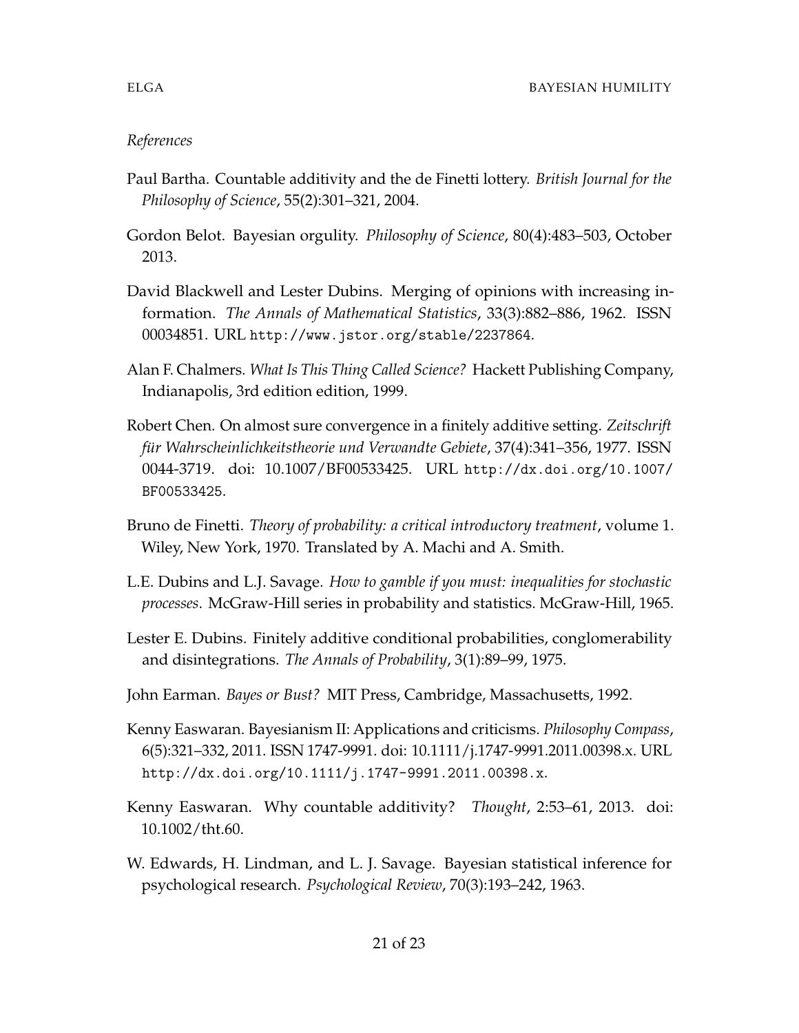*References*

Paul Bartha. Countable additivity and the de Finetti lottery. *British Journal for the Philosophy of Science*, 55(2):301–321, 2004.

Gordon Belot. Bayesian orgulity. *Philosophy of Science*, 80(4):483–503, October 2013.

David Blackwell and Lester Dubins. Merging of opinions with increasing information. *The Annals of Mathematical Statistics*, 33(3):882–886, 1962. ISSN 00034851. URL `http://www.jstor.org/stable/2237864`.

Alan F. Chalmers. *What Is This Thing Called Science?* Hackett Publishing Company, Indianapolis, 3rd edition edition, 1999.

Robert Chen. On almost sure convergence in a finitely additive setting. *Zeitschrift für Wahrscheinlichkeitstheorie und Verwandte Gebiete*, 37(4):341–356, 1977. ISSN 0044-3719. doi: 10.1007/BF00533425. URL `http://dx.doi.org/10.1007/BF00533425`.

Bruno de Finetti. *Theory of probability: a critical introductory treatment*, volume 1. Wiley, New York, 1970. Translated by A. Machi and A. Smith.

L.E. Dubins and L.J. Savage. *How to gamble if you must: inequalities for stochastic processes*. McGraw-Hill series in probability and statistics. McGraw-Hill, 1965.

Lester E. Dubins. Finitely additive conditional probabilities, conglomerability and disintegrations. *The Annals of Probability*, 3(1):89–99, 1975.

John Earman. *Bayes or Bust?* MIT Press, Cambridge, Massachusetts, 1992.

Kenny Easwaran. Bayesianism II: Applications and criticisms. *Philosophy Compass*, 6(5):321–332, 2011. ISSN 1747-9991. doi: 10.1111/j.1747-9991.2011.00398.x. URL `http://dx.doi.org/10.1111/j.1747-9991.2011.00398.x`.

Kenny Easwaran. Why countable additivity? *Thought*, 2:53–61, 2013. doi: 10.1002/tht.60.

W. Edwards, H. Lindman, and L. J. Savage. Bayesian statistical inference for psychological research. *Psychological Review*, 70(3):193–242, 1963.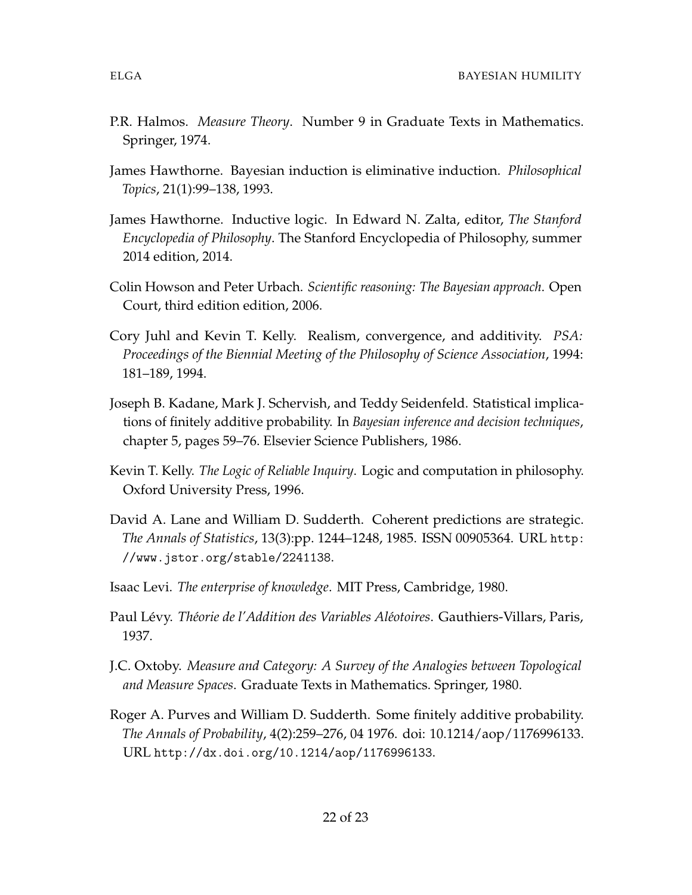P.R. Halmos. *Measure Theory*. Number 9 in Graduate Texts in Mathematics. Springer, 1974.

James Hawthorne. Bayesian induction is eliminative induction. *Philosophical Topics*, 21(1):99–138, 1993.

James Hawthorne. Inductive logic. In Edward N. Zalta, editor, *The Stanford Encyclopedia of Philosophy*. The Stanford Encyclopedia of Philosophy, summer 2014 edition, 2014.

Colin Howson and Peter Urbach. *Scientific reasoning: The Bayesian approach*. Open Court, third edition edition, 2006.

Cory Juhl and Kevin T. Kelly. Realism, convergence, and additivity. *PSA: Proceedings of the Biennial Meeting of the Philosophy of Science Association*, 1994: 181–189, 1994.

Joseph B. Kadane, Mark J. Schervish, and Teddy Seidenfeld. Statistical implications of finitely additive probability. In *Bayesian inference and decision techniques*, chapter 5, pages 59–76. Elsevier Science Publishers, 1986.

Kevin T. Kelly. *The Logic of Reliable Inquiry*. Logic and computation in philosophy. Oxford University Press, 1996.

David A. Lane and William D. Sudderth. Coherent predictions are strategic. *The Annals of Statistics*, 13(3):pp. 1244–1248, 1985. ISSN 00905364. URL `http://www.jstor.org/stable/2241138`.

Isaac Levi. *The enterprise of knowledge*. MIT Press, Cambridge, 1980.

Paul Lévy. *Théorie de l'Addition des Variables Aléotoires*. Gauthiers-Villars, Paris, 1937.

J.C. Oxtoby. *Measure and Category: A Survey of the Analogies between Topological and Measure Spaces*. Graduate Texts in Mathematics. Springer, 1980.

Roger A. Purves and William D. Sudderth. Some finitely additive probability. *The Annals of Probability*, 4(2):259–276, 04 1976. doi: 10.1214/aop/1176996133. URL `http://dx.doi.org/10.1214/aop/1176996133`.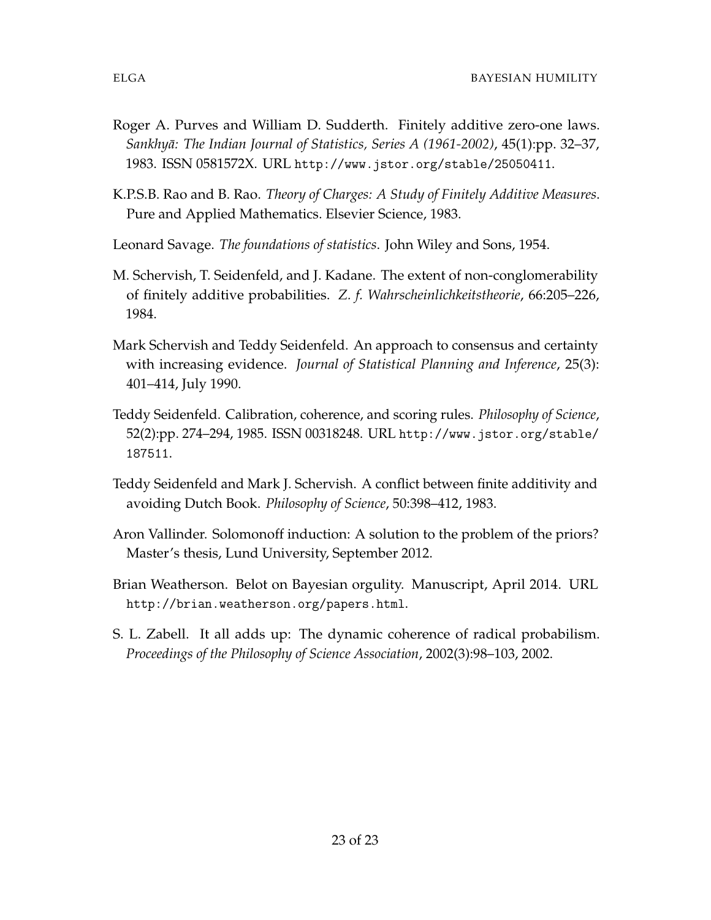Roger A. Purves and William D. Sudderth. Finitely additive zero-one laws. *Sankhyā: The Indian Journal of Statistics, Series A (1961-2002)*, 45(1):pp. 32–37, 1983. ISSN 0581572X. URL http://www.jstor.org/stable/25050411.

K.P.S.B. Rao and B. Rao. *Theory of Charges: A Study of Finitely Additive Measures*. Pure and Applied Mathematics. Elsevier Science, 1983.

Leonard Savage. *The foundations of statistics*. John Wiley and Sons, 1954.

M. Schervish, T. Seidenfeld, and J. Kadane. The extent of non-conglomerability of finitely additive probabilities. *Z. f. Wahrscheinlichkeitstheorie*, 66:205–226, 1984.

Mark Schervish and Teddy Seidenfeld. An approach to consensus and certainty with increasing evidence. *Journal of Statistical Planning and Inference*, 25(3): 401–414, July 1990.

Teddy Seidenfeld. Calibration, coherence, and scoring rules. *Philosophy of Science*, 52(2):pp. 274–294, 1985. ISSN 00318248. URL http://www.jstor.org/stable/187511.

Teddy Seidenfeld and Mark J. Schervish. A conflict between finite additivity and avoiding Dutch Book. *Philosophy of Science*, 50:398–412, 1983.

Aron Vallinder. Solomonoff induction: A solution to the problem of the priors? Master's thesis, Lund University, September 2012.

Brian Weatherson. Belot on Bayesian orgulity. Manuscript, April 2014. URL http://brian.weatherson.org/papers.html.

S. L. Zabell. It all adds up: The dynamic coherence of radical probabilism. *Proceedings of the Philosophy of Science Association*, 2002(3):98–103, 2002.